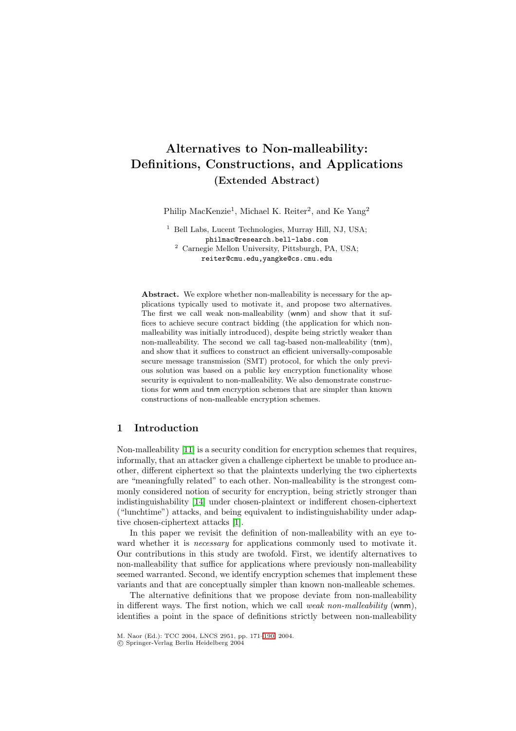# Alternatives to Non-malleability: Definitions, Constructions, and Applications

## (Extended Abstract)

Philip MacKenzie[1], Michael K. Reiter[2], and Ke Yang[2]

[1] Bell Labs, Lucent Technologies, Murray Hill, NJ, USA;
philmac@research.bell-labs.com

[2] Carnegie Mellon University, Pittsburgh, PA, USA;
reiter@cmu.edu, yangke@cs.cmu.edu

**Abstract.** We explore whether non-malleability is necessary for the applications typically used to motivate it, and propose two alternatives. The first we call weak non-malleability (wnm) and show that it suffices to achieve secure contract bidding (the application for which non-malleability was initially introduced), despite being strictly weaker than non-malleability. The second we call tag-based non-malleability (tnm), and show that it suffices to construct an efficient universally-composable secure message transmission (SMT) protocol, for which the only previous solution was based on a public key encryption functionality whose security is equivalent to non-malleability. We also demonstrate constructions for wnm and tnm encryption schemes that are simpler than known constructions of non-malleable encryption schemes.

## 1 Introduction

Non-malleability [11] is a security condition for encryption schemes that requires, informally, that an attacker given a challenge ciphertext be unable to produce another, different ciphertext so that the plaintexts underlying the two ciphertexts are "meaningfully related" to each other. Non-malleability is the strongest commonly considered notion of security for encryption, being strictly stronger than indistinguishability [14] under chosen-plaintext or indifferent chosen-ciphertext ("lunchtime") attacks, and being equivalent to indistinguishability under adaptive chosen-ciphertext attacks [1].

In this paper we revisit the definition of non-malleability with an eye toward whether it is *necessary* for applications commonly used to motivate it. Our contributions in this study are twofold. First, we identify alternatives to non-malleability that suffice for applications where previously non-malleability seemed warranted. Second, we identify encryption schemes that implement these variants and that are conceptually simpler than known non-malleable schemes.

The alternative definitions that we propose deviate from non-malleability in different ways. The first notion, which we call *weak non-malleability* (wnm), identifies a point in the space of definitions strictly between non-malleability

M. Naor (Ed.): TCC 2004, LNCS 2951, pp. 171–190, 2004.
© Springer-Verlag Berlin Heidelberg 2004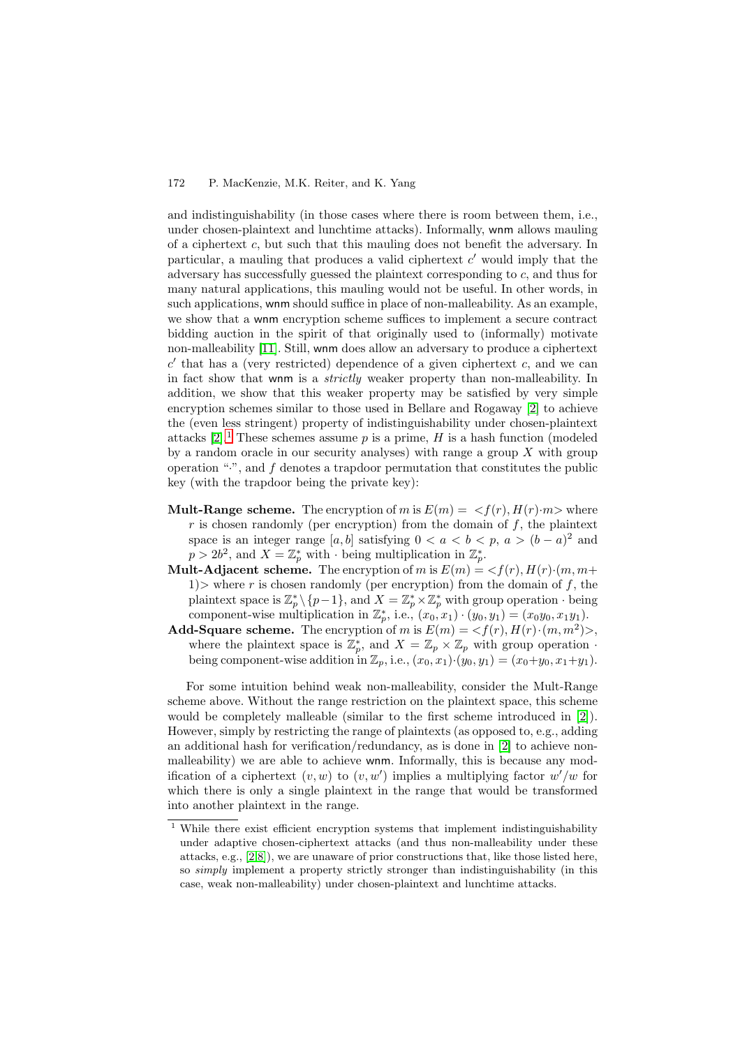and indistinguishability (in those cases where there is room between them, i.e., under chosen-plaintext and lunchtime attacks). Informally, wnm allows mauling of a ciphertext $c$, but such that this mauling does not benefit the adversary. In particular, a mauling that produces a valid ciphertext $c'$ would imply that the adversary has successfully guessed the plaintext corresponding to $c$, and thus for many natural applications, this mauling would not be useful. In other words, in such applications, wnm should suffice in place of non-malleability. As an example, we show that a wnm encryption scheme suffices to implement a secure contract bidding auction in the spirit of that originally used to (informally) motivate non-malleability [11]. Still, wnm does allow an adversary to produce a ciphertext $c'$ that has a (very restricted) dependence of a given ciphertext $c$, and we can in fact show that wnm is a *strictly* weaker property than non-malleability. In addition, we show that this weaker property may be satisfied by very simple encryption schemes similar to those used in Bellare and Rogaway [2] to achieve the (even less stringent) property of indistinguishability under chosen-plaintext attacks [2].[1] These schemes assume $p$ is a prime, $H$ is a hash function (modeled by a random oracle in our security analyses) with range a group $X$ with group operation "$\cdot$", and $f$ denotes a trapdoor permutation that constitutes the public key (with the trapdoor being the private key):

**Mult-Range scheme.** The encryption of $m$ is $E(m) = \, <f(r), H(r)\cdot m>$ where $r$ is chosen randomly (per encryption) from the domain of $f$, the plaintext space is an integer range $[a, b]$ satisfying $0 < a < b < p$, $a > (b-a)^2$ and $p > 2b^2$, and $X = \mathbb{Z}_p^*$ with $\cdot$ being multiplication in $\mathbb{Z}_p^*$.

**Mult-Adjacent scheme.** The encryption of $m$ is $E(m) = \, <f(r), H(r)\cdot(m, m+1)>$ where $r$ is chosen randomly (per encryption) from the domain of $f$, the plaintext space is $\mathbb{Z}_p^* \setminus \{p-1\}$, and $X = \mathbb{Z}_p^* \times \mathbb{Z}_p^*$ with group operation $\cdot$ being component-wise multiplication in $\mathbb{Z}_p^*$, i.e., $(x_0, x_1)\cdot(y_0, y_1) = (x_0 y_0, x_1 y_1)$.

**Add-Square scheme.** The encryption of $m$ is $E(m) = \, <f(r), H(r)\cdot(m, m^2)>$, where the plaintext space is $\mathbb{Z}_p^*$, and $X = \mathbb{Z}_p \times \mathbb{Z}_p$ with group operation $\cdot$ being component-wise addition in $\mathbb{Z}_p$, i.e., $(x_0, x_1)\cdot(y_0, y_1) = (x_0+y_0, x_1+y_1)$.

For some intuition behind weak non-malleability, consider the Mult-Range scheme above. Without the range restriction on the plaintext space, this scheme would be completely malleable (similar to the first scheme introduced in [2]). However, simply by restricting the range of plaintexts (as opposed to, e.g., adding an additional hash for verification/redundancy, as is done in [2] to achieve non-malleability) we are able to achieve wnm. Informally, this is because any modification of a ciphertext $(v, w)$ to $(v, w')$ implies a multiplying factor $w'/w$ for which there is only a single plaintext in the range that would be transformed into another plaintext in the range.

[1] While there exist efficient encryption systems that implement indistinguishability under adaptive chosen-ciphertext attacks (and thus non-malleability under these attacks, e.g., [2,8]), we are unaware of prior constructions that, like those listed here, so *simply* implement a property strictly stronger than indistinguishability (in this case, weak non-malleability) under chosen-plaintext and lunchtime attacks.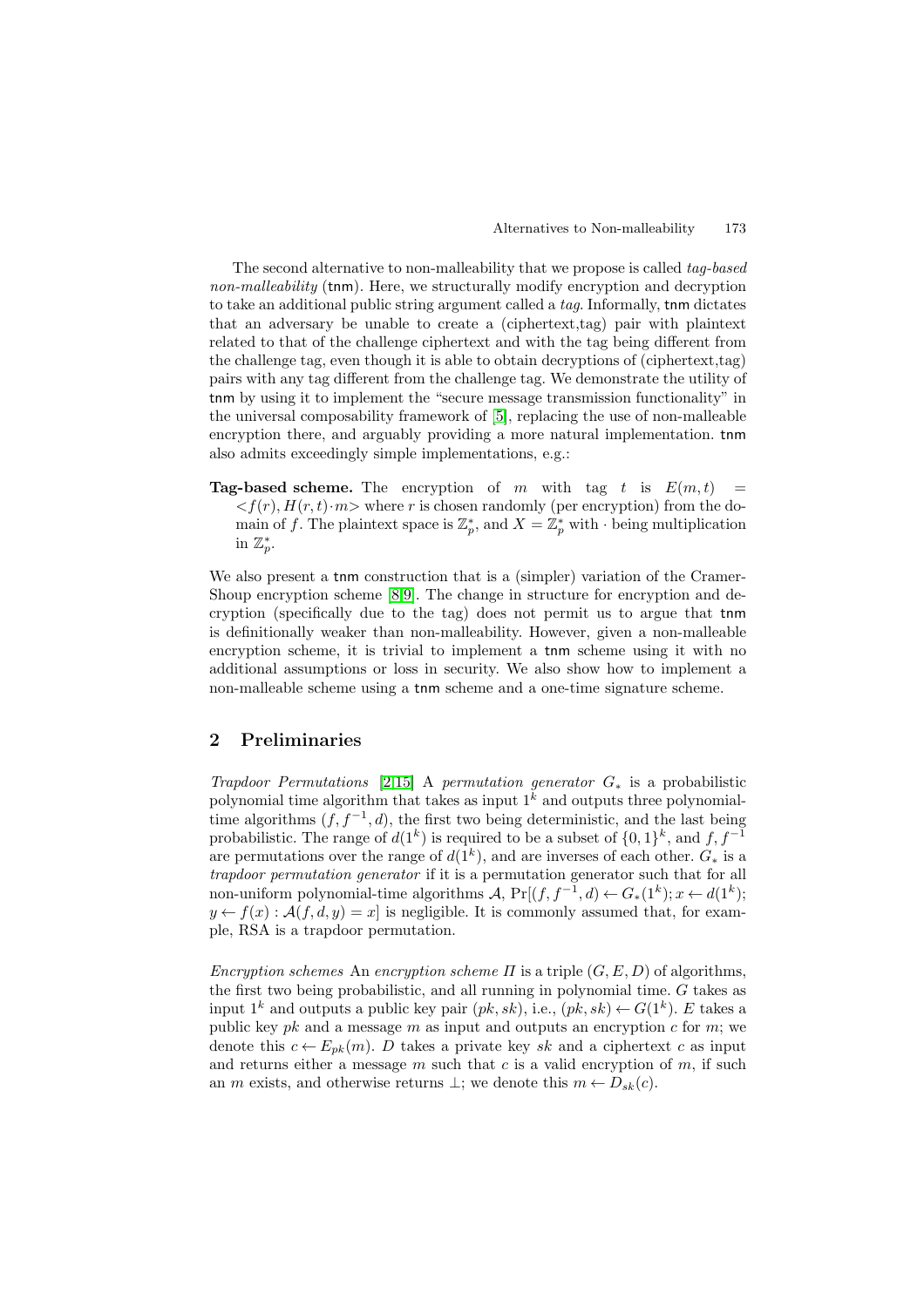The second alternative to non-malleability that we propose is called *tag-based non-malleability* (tnm). Here, we structurally modify encryption and decryption to take an additional public string argument called a *tag*. Informally, tnm dictates that an adversary be unable to create a (ciphertext,tag) pair with plaintext related to that of the challenge ciphertext and with the tag being different from the challenge tag, even though it is able to obtain decryptions of (ciphertext,tag) pairs with any tag different from the challenge tag. We demonstrate the utility of tnm by using it to implement the "secure message transmission functionality" in the universal composability framework of [5], replacing the use of non-malleable encryption there, and arguably providing a more natural implementation. tnm also admits exceedingly simple implementations, e.g.:

**Tag-based scheme.** The encryption of $m$ with tag $t$ is $E(m,t) = <f(r), H(r,t) \cdot m>$ where $r$ is chosen randomly (per encryption) from the domain of $f$. The plaintext space is $\mathbb{Z}_p^*$, and $X = \mathbb{Z}_p^*$ with $\cdot$ being multiplication in $\mathbb{Z}_p^*$.

We also present a tnm construction that is a (simpler) variation of the Cramer-Shoup encryption scheme [8,9]. The change in structure for encryption and decryption (specifically due to the tag) does not permit us to argue that tnm is definitionally weaker than non-malleability. However, given a non-malleable encryption scheme, it is trivial to implement a tnm scheme using it with no additional assumptions or loss in security. We also show how to implement a non-malleable scheme using a tnm scheme and a one-time signature scheme.

## 2 Preliminaries

*Trapdoor Permutations* [2,15] A *permutation generator* $G_*$ is a probabilistic polynomial time algorithm that takes as input $1^k$ and outputs three polynomial-time algorithms $(f, f^{-1}, d)$, the first two being deterministic, and the last being probabilistic. The range of $d(1^k)$ is required to be a subset of $\{0,1\}^k$, and $f, f^{-1}$ are permutations over the range of $d(1^k)$, and are inverses of each other. $G_*$ is a *trapdoor permutation generator* if it is a permutation generator such that for all non-uniform polynomial-time algorithms $\mathcal{A}$, $\Pr[(f, f^{-1}, d) \leftarrow G_*(1^k); x \leftarrow d(1^k); y \leftarrow f(x) : \mathcal{A}(f, d, y) = x]$ is negligible. It is commonly assumed that, for example, RSA is a trapdoor permutation.

*Encryption schemes* An *encryption scheme* $\Pi$ is a triple $(G, E, D)$ of algorithms, the first two being probabilistic, and all running in polynomial time. $G$ takes as input $1^k$ and outputs a public key pair $(pk, sk)$, i.e., $(pk, sk) \leftarrow G(1^k)$. $E$ takes a public key $pk$ and a message $m$ as input and outputs an encryption $c$ for $m$; we denote this $c \leftarrow E_{pk}(m)$. $D$ takes a private key $sk$ and a ciphertext $c$ as input and returns either a message $m$ such that $c$ is a valid encryption of $m$, if such an $m$ exists, and otherwise returns $\perp$; we denote this $m \leftarrow D_{sk}(c)$.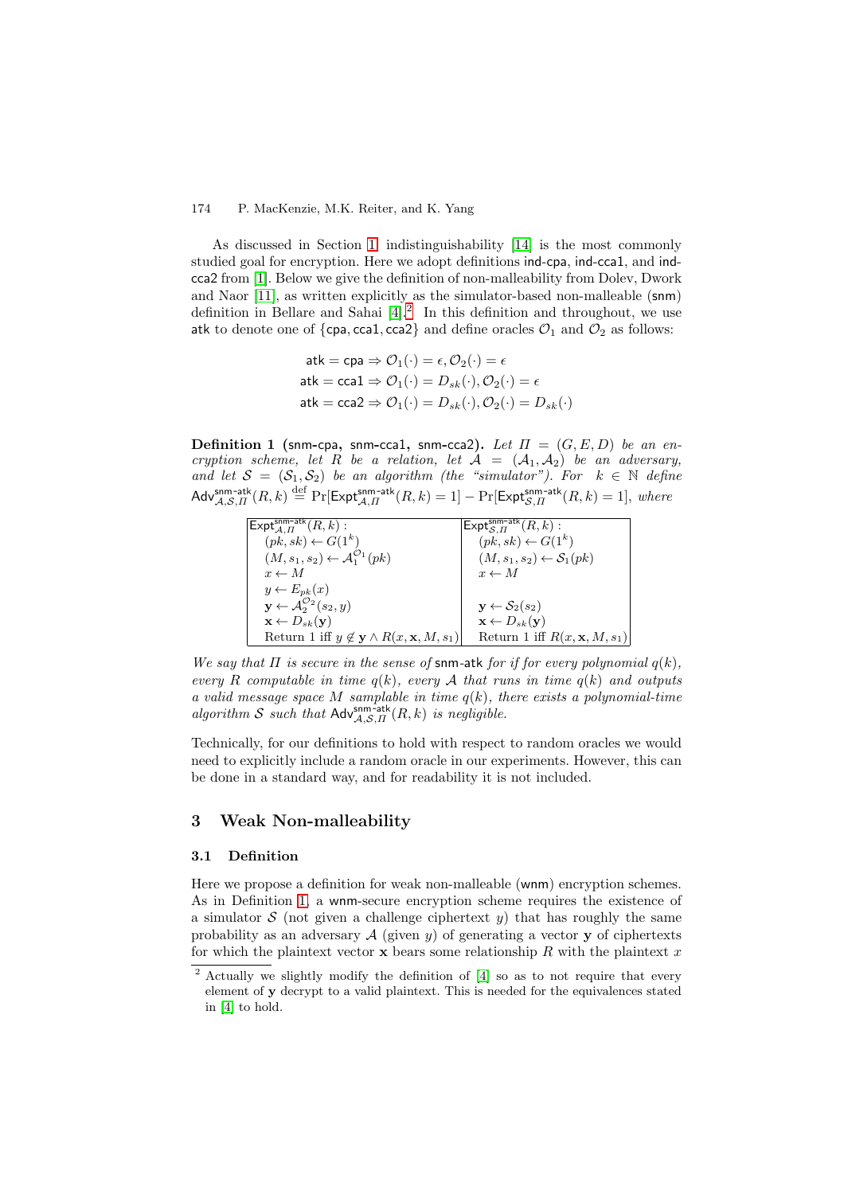As discussed in Section 1, indistinguishability [14] is the most commonly studied goal for encryption. Here we adopt definitions ind-cpa, ind-cca1, and ind-cca2 from [1]. Below we give the definition of non-malleability from Dolev, Dwork and Naor [11], as written explicitly as the simulator-based non-malleable (snm) definition in Bellare and Sahai [4].[2] In this definition and throughout, we use atk to denote one of {cpa, cca1, cca2} and define oracles $\mathcal{O}_1$ and $\mathcal{O}_2$ as follows:

$$\begin{aligned}
\mathsf{atk} = \mathsf{cpa} &\Rightarrow \mathcal{O}_1(\cdot) = \epsilon, \mathcal{O}_2(\cdot) = \epsilon \\
\mathsf{atk} = \mathsf{cca1} &\Rightarrow \mathcal{O}_1(\cdot) = D_{sk}(\cdot), \mathcal{O}_2(\cdot) = \epsilon \\
\mathsf{atk} = \mathsf{cca2} &\Rightarrow \mathcal{O}_1(\cdot) = D_{sk}(\cdot), \mathcal{O}_2(\cdot) = D_{sk}(\cdot)
\end{aligned}$$

**Definition 1 (snm-cpa, snm-cca1, snm-cca2).** *Let $\Pi = (G, E, D)$ be an encryption scheme, let $R$ be a relation, let $\mathcal{A} = (\mathcal{A}_1, \mathcal{A}_2)$ be an adversary, and let $\mathcal{S} = (\mathcal{S}_1, \mathcal{S}_2)$ be an algorithm (the "simulator"). For $k \in \mathbb{N}$ define $\mathsf{Adv}^{\mathsf{snm\text{-}atk}}_{\mathcal{A},\mathcal{S},\Pi}(R, k) \stackrel{\text{def}}{=} \Pr[\mathsf{Expt}^{\mathsf{snm\text{-}atk}}_{\mathcal{A},\Pi}(R, k) = 1] - \Pr[\mathsf{Expt}^{\mathsf{snm\text{-}atk}}_{\mathcal{S},\Pi}(R, k) = 1]$, where*

| $\mathsf{Expt}^{\mathsf{snm\text{-}atk}}_{\mathcal{A},\Pi}(R, k)$ : | $\mathsf{Expt}^{\mathsf{snm\text{-}atk}}_{\mathcal{S},\Pi}(R, k)$ : |
|---|---|
| $(pk, sk) \leftarrow G(1^k)$ | $(pk, sk) \leftarrow G(1^k)$ |
| $(M, s_1, s_2) \leftarrow \mathcal{A}_1^{\mathcal{O}_1}(pk)$ | $(M, s_1, s_2) \leftarrow \mathcal{S}_1(pk)$ |
| $x \leftarrow M$ | $x \leftarrow M$ |
| $y \leftarrow E_{pk}(x)$ | |
| $\mathbf{y} \leftarrow \mathcal{A}_2^{\mathcal{O}_2}(s_2, y)$ | $\mathbf{y} \leftarrow \mathcal{S}_2(s_2)$ |
| $\mathbf{x} \leftarrow D_{sk}(\mathbf{y})$ | $\mathbf{x} \leftarrow D_{sk}(\mathbf{y})$ |
| Return 1 iff $y \notin \mathbf{y} \wedge R(x, \mathbf{x}, M, s_1)$ | Return 1 iff $R(x, \mathbf{x}, M, s_1)$ |

*We say that $\Pi$ is secure in the sense of* snm-atk *for if for every polynomial $q(k)$, every $R$ computable in time $q(k)$, every $\mathcal{A}$ that runs in time $q(k)$ and outputs a valid message space $M$ samplable in time $q(k)$, there exists a polynomial-time algorithm $\mathcal{S}$ such that $\mathsf{Adv}^{\mathsf{snm\text{-}atk}}_{\mathcal{A},\mathcal{S},\Pi}(R, k)$ is negligible.*

Technically, for our definitions to hold with respect to random oracles we would need to explicitly include a random oracle in our experiments. However, this can be done in a standard way, and for readability it is not included.

## 3 Weak Non-malleability

### 3.1 Definition

Here we propose a definition for weak non-malleable (wnm) encryption schemes. As in Definition 1, a wnm-secure encryption scheme requires the existence of a simulator $\mathcal{S}$ (not given a challenge ciphertext $y$) that has roughly the same probability as an adversary $\mathcal{A}$ (given $y$) of generating a vector $\mathbf{y}$ of ciphertexts for which the plaintext vector $\mathbf{x}$ bears some relationship $R$ with the plaintext $x$

[2] Actually we slightly modify the definition of [4] so as to not require that every element of $\mathbf{y}$ decrypt to a valid plaintext. This is needed for the equivalences stated in [4] to hold.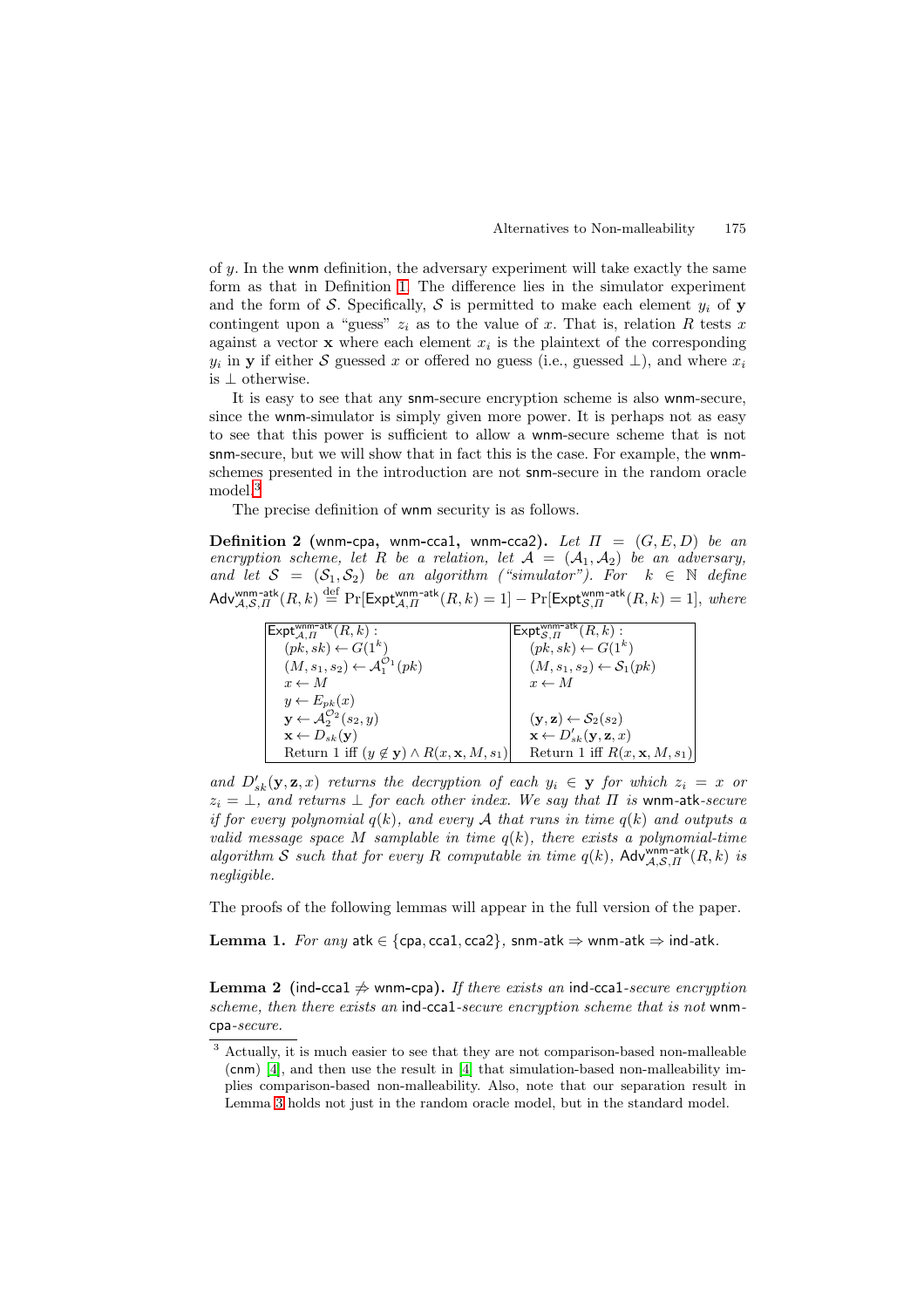of $y$. In the wnm definition, the adversary experiment will take exactly the same form as that in Definition 1. The difference lies in the simulator experiment and the form of $\mathcal{S}$. Specifically, $\mathcal{S}$ is permitted to make each element $y_i$ of $\mathbf{y}$ contingent upon a "guess" $z_i$ as to the value of $x$. That is, relation $R$ tests $x$ against a vector $\mathbf{x}$ where each element $x_i$ is the plaintext of the corresponding $y_i$ in $\mathbf{y}$ if either $\mathcal{S}$ guessed $x$ or offered no guess (i.e., guessed $\perp$), and where $x_i$ is $\perp$ otherwise.

It is easy to see that any snm-secure encryption scheme is also wnm-secure, since the wnm-simulator is simply given more power. It is perhaps not as easy to see that this power is sufficient to allow a wnm-secure scheme that is not snm-secure, but we will show that in fact this is the case. For example, the wnm-schemes presented in the introduction are not snm-secure in the random oracle model.[3]

The precise definition of wnm security is as follows.

**Definition 2** (wnm-cpa, wnm-cca1, wnm-cca2)**.** *Let $\Pi = (G, E, D)$ be an encryption scheme, let $R$ be a relation, let $\mathcal{A} = (\mathcal{A}_1, \mathcal{A}_2)$ be an adversary, and let $\mathcal{S} = (\mathcal{S}_1, \mathcal{S}_2)$ be an algorithm ("simulator"). For $k \in \mathbb{N}$ define* $\mathsf{Adv}^{\mathsf{wnm\text{-}atk}}_{\mathcal{A},\mathcal{S},\Pi}(R,k) \stackrel{\text{def}}{=} \Pr[\mathsf{Expt}^{\mathsf{wnm\text{-}atk}}_{\mathcal{A},\Pi}(R,k) = 1] - \Pr[\mathsf{Expt}^{\mathsf{wnm\text{-}atk}}_{\mathcal{S},\Pi}(R,k) = 1]$, *where*

| $\mathsf{Expt}^{\mathsf{wnm\text{-}atk}}_{\mathcal{A},\Pi}(R,k)$ : | $\mathsf{Expt}^{\mathsf{wnm\text{-}atk}}_{\mathcal{S},\Pi}(R,k)$ : |
|---|---|
| $(pk, sk) \leftarrow G(1^k)$ | $(pk, sk) \leftarrow G(1^k)$ |
| $(M, s_1, s_2) \leftarrow \mathcal{A}_1^{\mathcal{O}_1}(pk)$ | $(M, s_1, s_2) \leftarrow \mathcal{S}_1(pk)$ |
| $x \leftarrow M$ | $x \leftarrow M$ |
| $y \leftarrow E_{pk}(x)$ | |
| $\mathbf{y} \leftarrow \mathcal{A}_2^{\mathcal{O}_2}(s_2, y)$ | $(\mathbf{y}, \mathbf{z}) \leftarrow \mathcal{S}_2(s_2)$ |
| $\mathbf{x} \leftarrow D_{sk}(\mathbf{y})$ | $\mathbf{x} \leftarrow D'_{sk}(\mathbf{y}, \mathbf{z}, x)$ |
| Return 1 iff $(y \notin \mathbf{y}) \wedge R(x, \mathbf{x}, M, s_1)$ | Return 1 iff $R(x, \mathbf{x}, M, s_1)$ |

*and $D'_{sk}(\mathbf{y}, \mathbf{z}, x)$ returns the decryption of each $y_i \in \mathbf{y}$ for which $z_i = x$ or $z_i = \perp$, and returns $\perp$ for each other index. We say that $\Pi$ is* wnm-atk*-secure if for every polynomial $q(k)$, and every $\mathcal{A}$ that runs in time $q(k)$ and outputs a valid message space $M$ samplable in time $q(k)$, there exists a polynomial-time algorithm $\mathcal{S}$ such that for every $R$ computable in time $q(k)$, $\mathsf{Adv}^{\mathsf{wnm\text{-}atk}}_{\mathcal{A},\mathcal{S},\Pi}(R,k)$ is negligible.*

The proofs of the following lemmas will appear in the full version of the paper.

**Lemma 1.** *For any* atk $\in$ {cpa, cca1, cca2}, snm-atk $\Rightarrow$ wnm-atk $\Rightarrow$ ind-atk.

**Lemma 2** (ind-cca1 $\not\Rightarrow$ wnm-cpa)**.** *If there exists an* ind-cca1*-secure encryption scheme, then there exists an* ind-cca1*-secure encryption scheme that is not* wnm-cpa*-secure.*

---

[3] Actually, it is much easier to see that they are not comparison-based non-malleable (cnm) [4], and then use the result in [4] that simulation-based non-malleability implies comparison-based non-malleability. Also, note that our separation result in Lemma 3 holds not just in the random oracle model, but in the standard model.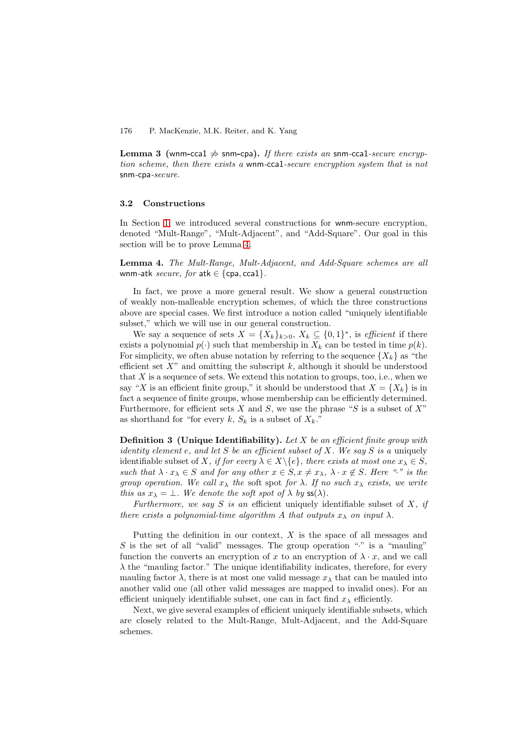**Lemma 3** (wnm-cca1 $\not\Rightarrow$ snm-cpa)**.** *If there exists an* snm-cca1*-secure encryption scheme, then there exists a* wnm-cca1*-secure encryption system that is not* snm-cpa*-secure.*

### 3.2 Constructions

In Section 1, we introduced several constructions for wnm-secure encryption, denoted "Mult-Range", "Mult-Adjacent", and "Add-Square". Our goal in this section will be to prove Lemma 4.

**Lemma 4.** *The Mult-Range, Mult-Adjacent, and Add-Square schemes are all* wnm-atk *secure, for* atk $\in \{\mathsf{cpa}, \mathsf{cca1}\}$.

In fact, we prove a more general result. We show a general construction of weakly non-malleable encryption schemes, of which the three constructions above are special cases. We first introduce a notion called "uniquely identifiable subset," which we will use in our general construction.

We say a sequence of sets $X = \{X_k\}_{k>0}$, $X_k \subseteq \{0,1\}^*$, is *efficient* if there exists a polynomial $p(\cdot)$ such that membership in $X_k$ can be tested in time $p(k)$. For simplicity, we often abuse notation by referring to the sequence $\{X_k\}$ as "the efficient set $X$" and omitting the subscript $k$, although it should be understood that $X$ is a sequence of sets. We extend this notation to groups, too, i.e., when we say "$X$ is an efficient finite group," it should be understood that $X = \{X_k\}$ is in fact a sequence of finite groups, whose membership can be efficiently determined. Furthermore, for efficient sets $X$ and $S$, we use the phrase "$S$ is a subset of $X$" as shorthand for "for every $k$, $S_k$ is a subset of $X_k$."

**Definition 3 (Unique Identifiability).** *Let $X$ be an efficient finite group with identity element $e$, and let $S$ be an efficient subset of $X$. We say $S$ is a* uniquely identifiable subset of $X$*, if for every $\lambda \in X \backslash \{e\}$, there exists at most one $x_\lambda \in S$, such that $\lambda \cdot x_\lambda \in S$ and for any other $x \in S, x \neq x_\lambda$, $\lambda \cdot x \notin S$. Here "$\cdot$" is the group operation. We call $x_\lambda$ the* soft spot *for $\lambda$. If no such $x_\lambda$ exists, we write this as $x_\lambda = \bot$. We denote the soft spot of $\lambda$ by $\mathsf{ss}(\lambda)$.*

*Furthermore, we say $S$ is an* efficient uniquely identifiable subset of $X$*, if there exists a polynomial-time algorithm $A$ that outputs $x_\lambda$ on input $\lambda$.*

Putting the definition in our context, $X$ is the space of all messages and $S$ is the set of all "valid" messages. The group operation "$\cdot$" is a "mauling" function the converts an encryption of $x$ to an encryption of $\lambda \cdot x$, and we call $\lambda$ the "mauling factor." The unique identifiability indicates, therefore, for every mauling factor $\lambda$, there is at most one valid message $x_\lambda$ that can be mauled into another valid one (all other valid messages are mapped to invalid ones). For an efficient uniquely identifiable subset, one can in fact find $x_\lambda$ efficiently.

Next, we give several examples of efficient uniquely identifiable subsets, which are closely related to the Mult-Range, Mult-Adjacent, and the Add-Square schemes.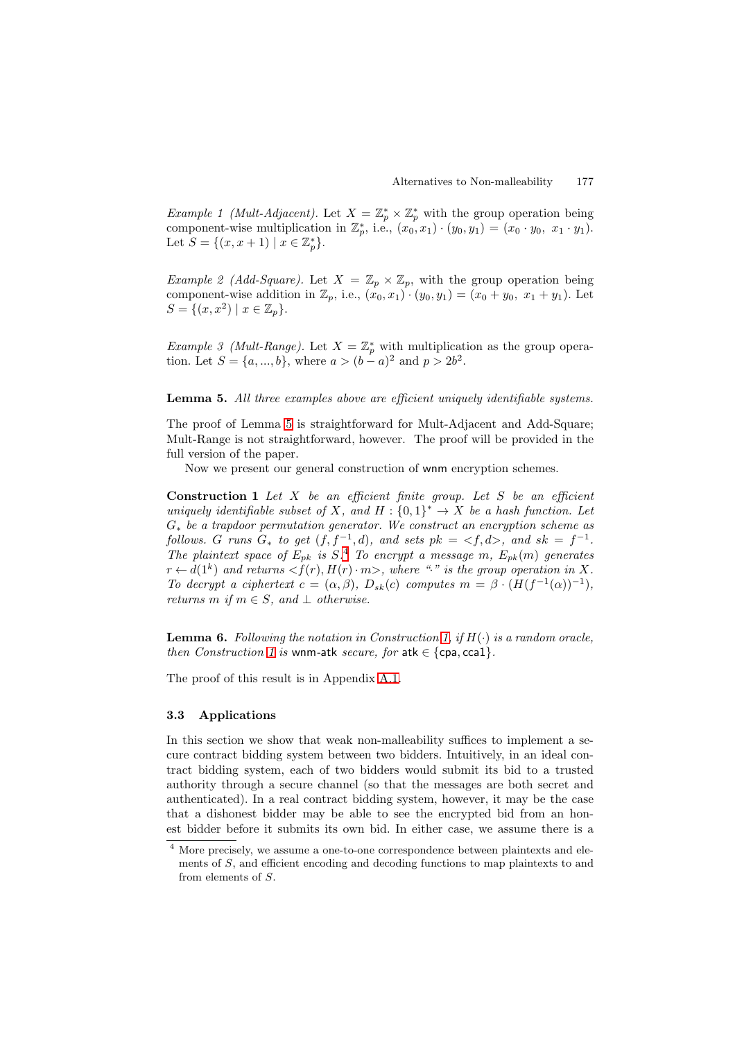*Example 1 (Mult-Adjacent).* Let $X = \mathbb{Z}_p^* \times \mathbb{Z}_p^*$ with the group operation being component-wise multiplication in $\mathbb{Z}_p^*$, i.e., $(x_0, x_1) \cdot (y_0, y_1) = (x_0 \cdot y_0,\ x_1 \cdot y_1)$. Let $S = \{(x, x+1) \mid x \in \mathbb{Z}_p^*\}$.

*Example 2 (Add-Square).* Let $X = \mathbb{Z}_p \times \mathbb{Z}_p$, with the group operation being component-wise addition in $\mathbb{Z}_p$, i.e., $(x_0, x_1) \cdot (y_0, y_1) = (x_0 + y_0,\ x_1 + y_1)$. Let $S = \{(x, x^2) \mid x \in \mathbb{Z}_p\}$.

*Example 3 (Mult-Range).* Let $X = \mathbb{Z}_p^*$ with multiplication as the group operation. Let $S = \{a, ..., b\}$, where $a > (b-a)^2$ and $p > 2b^2$.

**Lemma 5.** *All three examples above are efficient uniquely identifiable systems.*

The proof of Lemma 5 is straightforward for Mult-Adjacent and Add-Square; Mult-Range is not straightforward, however. The proof will be provided in the full version of the paper.

Now we present our general construction of wnm encryption schemes.

**Construction 1** *Let $X$ be an efficient finite group. Let $S$ be an efficient uniquely identifiable subset of $X$, and $H : \{0,1\}^* \to X$ be a hash function. Let $G_*$ be a trapdoor permutation generator. We construct an encryption scheme as follows. $G$ runs $G_*$ to get $(f, f^{-1}, d)$, and sets $pk = <f, d>$, and $sk = f^{-1}$. The plaintext space of $E_{pk}$ is $S$.*[4] *To encrypt a message $m$, $E_{pk}(m)$ generates $r \leftarrow d(1^k)$ and returns $<f(r), H(r) \cdot m>$, where "$\cdot$" is the group operation in $X$. To decrypt a ciphertext $c = (\alpha, \beta)$, $D_{sk}(c)$ computes $m = \beta \cdot (H(f^{-1}(\alpha))^{-1})$, returns $m$ if $m \in S$, and $\perp$ otherwise.*

**Lemma 6.** *Following the notation in Construction 1, if $H(\cdot)$ is a random oracle, then Construction 1 is* wnm-atk *secure, for* atk $\in$ {cpa, cca1}.

The proof of this result is in Appendix A.1.

### 3.3 Applications

In this section we show that weak non-malleability suffices to implement a secure contract bidding system between two bidders. Intuitively, in an ideal contract bidding system, each of two bidders would submit its bid to a trusted authority through a secure channel (so that the messages are both secret and authenticated). In a real contract bidding system, however, it may be the case that a dishonest bidder may be able to see the encrypted bid from an honest bidder before it submits its own bid. In either case, we assume there is a

[4] More precisely, we assume a one-to-one correspondence between plaintexts and elements of $S$, and efficient encoding and decoding functions to map plaintexts to and from elements of $S$.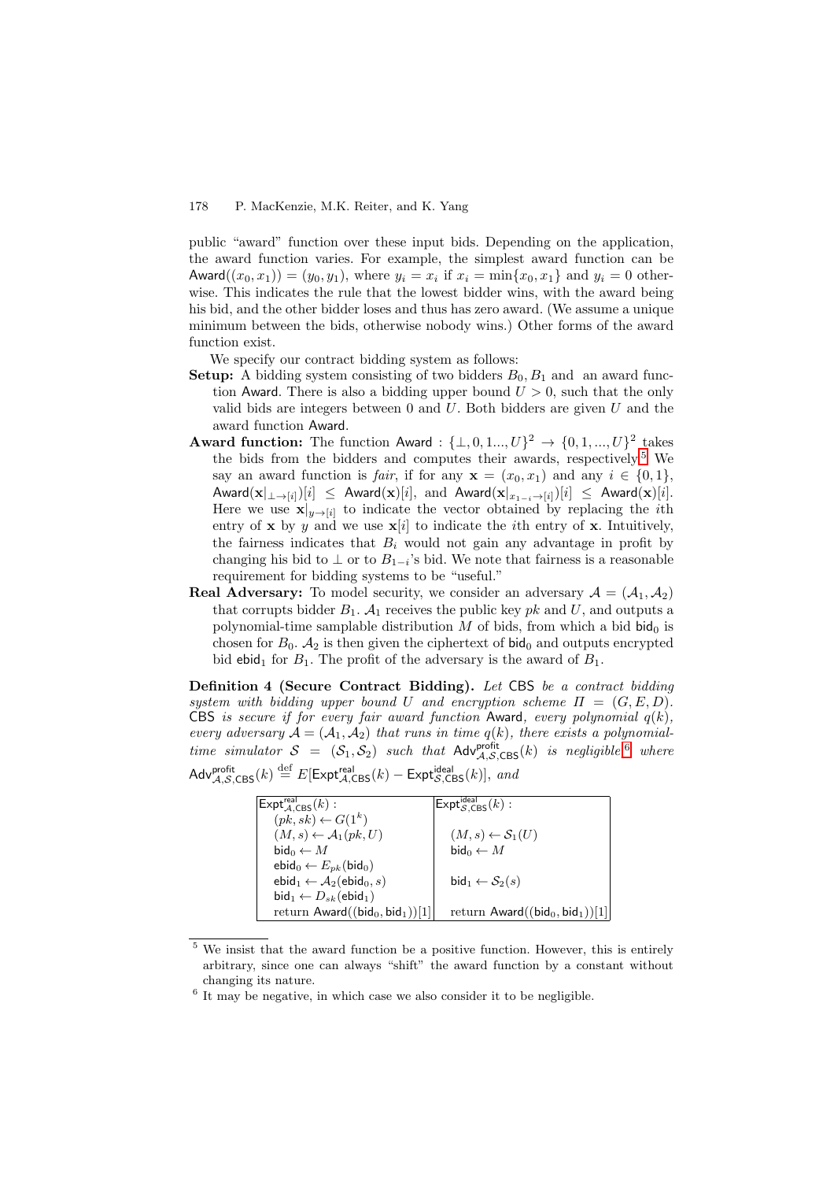public "award" function over these input bids. Depending on the application, the award function varies. For example, the simplest award function can be $\mathsf{Award}((x_0, x_1)) = (y_0, y_1)$, where $y_i = x_i$ if $x_i = \min\{x_0, x_1\}$ and $y_i = 0$ otherwise. This indicates the rule that the lowest bidder wins, with the award being his bid, and the other bidder loses and thus has zero award. (We assume a unique minimum between the bids, otherwise nobody wins.) Other forms of the award function exist.

We specify our contract bidding system as follows:

**Setup:** A bidding system consisting of two bidders $B_0, B_1$ and an award function $\mathsf{Award}$. There is also a bidding upper bound $U > 0$, such that the only valid bids are integers between 0 and $U$. Both bidders are given $U$ and the award function $\mathsf{Award}$.

**Award function:** The function $\mathsf{Award} : \{\perp, 0, 1 ..., U\}^2 \rightarrow \{0, 1, ..., U\}^2$ takes the bids from the bidders and computes their awards, respectively.[5] We say an award function is *fair*, if for any $\mathbf{x} = (x_0, x_1)$ and any $i \in \{0, 1\}$, $\mathsf{Award}(\mathbf{x}|_{\perp \rightarrow [i]})[i] \leq \mathsf{Award}(\mathbf{x})[i]$, and $\mathsf{Award}(\mathbf{x}|_{x_{1-i} \rightarrow [i]})[i] \leq \mathsf{Award}(\mathbf{x})[i]$. Here we use $\mathbf{x}|_{y \rightarrow [i]}$ to indicate the vector obtained by replacing the $i$th entry of $\mathbf{x}$ by $y$ and we use $\mathbf{x}[i]$ to indicate the $i$th entry of $\mathbf{x}$. Intuitively, the fairness indicates that $B_i$ would not gain any advantage in profit by changing his bid to $\perp$ or to $B_{1-i}$'s bid. We note that fairness is a reasonable requirement for bidding systems to be "useful."

**Real Adversary:** To model security, we consider an adversary $\mathcal{A} = (\mathcal{A}_1, \mathcal{A}_2)$ that corrupts bidder $B_1$. $\mathcal{A}_1$ receives the public key $pk$ and $U$, and outputs a polynomial-time samplable distribution $M$ of bids, from which a bid $\mathsf{bid}_0$ is chosen for $B_0$. $\mathcal{A}_2$ is then given the ciphertext of $\mathsf{bid}_0$ and outputs encrypted bid $\mathsf{ebid}_1$ for $B_1$. The profit of the adversary is the award of $B_1$.

**Definition 4 (Secure Contract Bidding).** *Let* $\mathsf{CBS}$ *be a contract bidding system with bidding upper bound* $U$ *and encryption scheme* $\Pi = (G, E, D)$*.* $\mathsf{CBS}$ *is secure if for every fair award function* $\mathsf{Award}$*, every polynomial* $q(k)$*, every adversary* $\mathcal{A} = (\mathcal{A}_1, \mathcal{A}_2)$ *that runs in time* $q(k)$*, there exists a polynomial-time simulator* $\mathcal{S} = (\mathcal{S}_1, \mathcal{S}_2)$ *such that* $\mathsf{Adv}^{\mathsf{profit}}_{\mathcal{A},\mathcal{S},\mathsf{CBS}}(k)$ *is negligible,*[6] *where* $\mathsf{Adv}^{\mathsf{profit}}_{\mathcal{A},\mathcal{S},\mathsf{CBS}}(k) \stackrel{\text{def}}{=} E[\mathsf{Expt}^{\mathsf{real}}_{\mathcal{A},\mathsf{CBS}}(k) - \mathsf{Expt}^{\mathsf{ideal}}_{\mathcal{S},\mathsf{CBS}}(k)]$*, and*

| $\mathsf{Expt}^{\mathsf{real}}_{\mathcal{A},\mathsf{CBS}}(k)$ : | $\mathsf{Expt}^{\mathsf{ideal}}_{\mathcal{S},\mathsf{CBS}}(k)$ : |
|---|---|
| $(pk, sk) \leftarrow G(1^k)$ | |
| $(M, s) \leftarrow \mathcal{A}_1(pk, U)$ | $(M, s) \leftarrow \mathcal{S}_1(U)$ |
| $\mathsf{bid}_0 \leftarrow M$ | $\mathsf{bid}_0 \leftarrow M$ |
| $\mathsf{ebid}_0 \leftarrow E_{pk}(\mathsf{bid}_0)$ | |
| $\mathsf{ebid}_1 \leftarrow \mathcal{A}_2(\mathsf{ebid}_0, s)$ | $\mathsf{bid}_1 \leftarrow \mathcal{S}_2(s)$ |
| $\mathsf{bid}_1 \leftarrow D_{sk}(\mathsf{ebid}_1)$ | |
| return $\mathsf{Award}((\mathsf{bid}_0, \mathsf{bid}_1))[1]$ | return $\mathsf{Award}((\mathsf{bid}_0, \mathsf{bid}_1))[1]$ |

[5] We insist that the award function be a positive function. However, this is entirely arbitrary, since one can always "shift" the award function by a constant without changing its nature.

[6] It may be negative, in which case we also consider it to be negligible.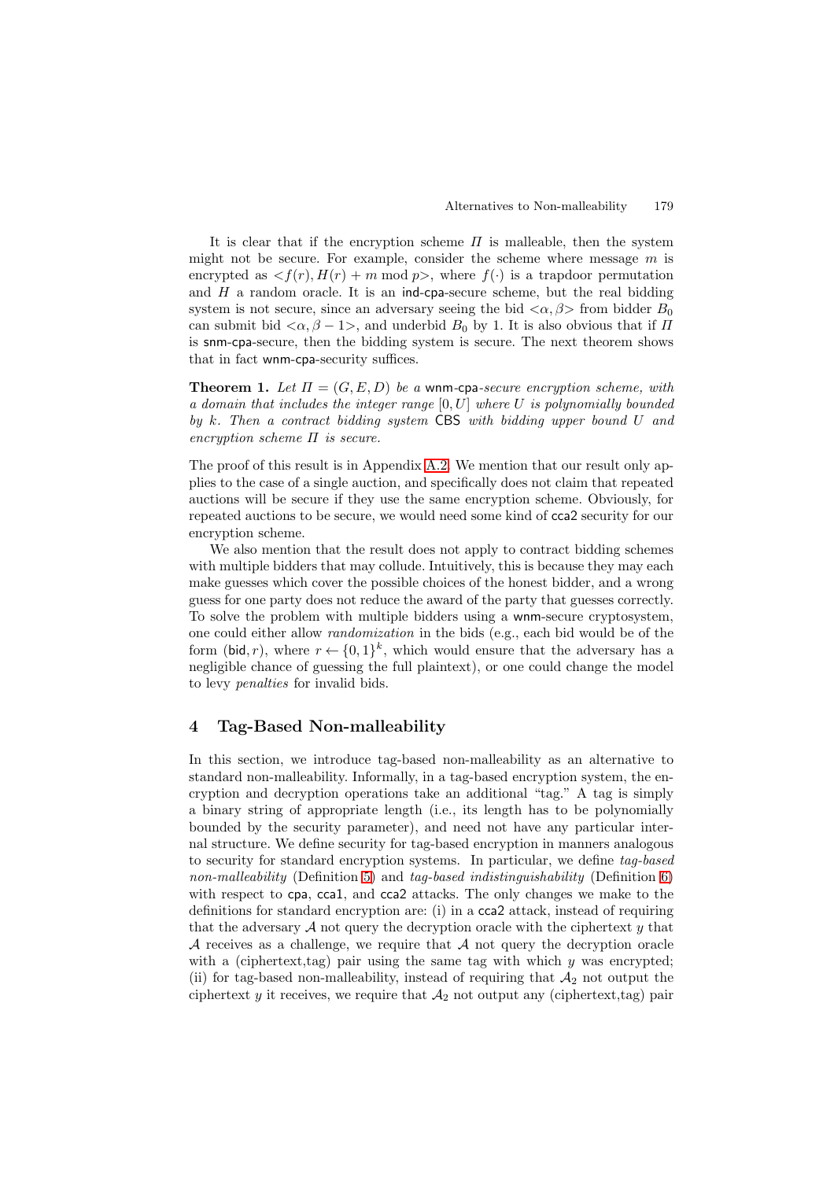It is clear that if the encryption scheme $\Pi$ is malleable, then the system might not be secure. For example, consider the scheme where message $m$ is encrypted as $<f(r), H(r) + m \bmod p>$, where $f(\cdot)$ is a trapdoor permutation and $H$ a random oracle. It is an ind-cpa-secure scheme, but the real bidding system is not secure, since an adversary seeing the bid $<\alpha, \beta>$ from bidder $B_0$ can submit bid $<\alpha, \beta - 1>$, and underbid $B_0$ by 1. It is also obvious that if $\Pi$ is snm-cpa-secure, then the bidding system is secure. The next theorem shows that in fact wnm-cpa-security suffices.

**Theorem 1.** *Let $\Pi = (G, E, D)$ be a* wnm-cpa*-secure encryption scheme, with a domain that includes the integer range $[0, U]$ where $U$ is polynomially bounded by $k$. Then a contract bidding system* CBS *with bidding upper bound $U$ and encryption scheme $\Pi$ is secure.*

The proof of this result is in Appendix A.2. We mention that our result only applies to the case of a single auction, and specifically does not claim that repeated auctions will be secure if they use the same encryption scheme. Obviously, for repeated auctions to be secure, we would need some kind of cca2 security for our encryption scheme.

We also mention that the result does not apply to contract bidding schemes with multiple bidders that may collude. Intuitively, this is because they may each make guesses which cover the possible choices of the honest bidder, and a wrong guess for one party does not reduce the award of the party that guesses correctly. To solve the problem with multiple bidders using a wnm-secure cryptosystem, one could either allow *randomization* in the bids (e.g., each bid would be of the form $(\mathsf{bid}, r)$, where $r \leftarrow \{0,1\}^k$, which would ensure that the adversary has a negligible chance of guessing the full plaintext), or one could change the model to levy *penalties* for invalid bids.

## 4 Tag-Based Non-malleability

In this section, we introduce tag-based non-malleability as an alternative to standard non-malleability. Informally, in a tag-based encryption system, the encryption and decryption operations take an additional "tag." A tag is simply a binary string of appropriate length (i.e., its length has to be polynomially bounded by the security parameter), and need not have any particular internal structure. We define security for tag-based encryption in manners analogous to security for standard encryption systems. In particular, we define *tag-based non-malleability* (Definition 5) and *tag-based indistinguishability* (Definition 6) with respect to cpa, cca1, and cca2 attacks. The only changes we make to the definitions for standard encryption are: (i) in a cca2 attack, instead of requiring that the adversary $\mathcal{A}$ not query the decryption oracle with the ciphertext $y$ that $\mathcal{A}$ receives as a challenge, we require that $\mathcal{A}$ not query the decryption oracle with a (ciphertext,tag) pair using the same tag with which $y$ was encrypted; (ii) for tag-based non-malleability, instead of requiring that $\mathcal{A}_2$ not output the ciphertext $y$ it receives, we require that $\mathcal{A}_2$ not output any (ciphertext,tag) pair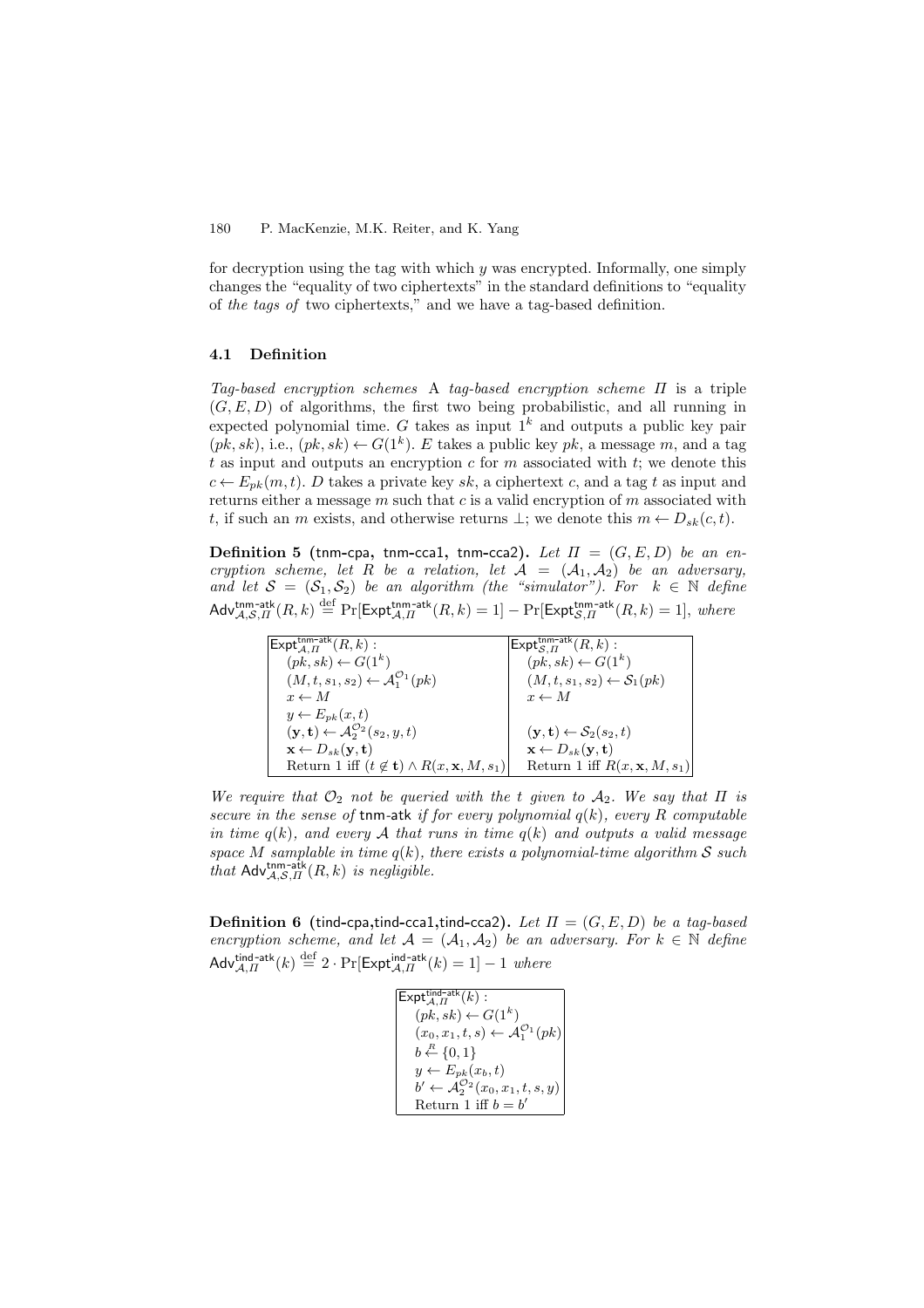for decryption using the tag with which $y$ was encrypted. Informally, one simply changes the "equality of two ciphertexts" in the standard definitions to "equality of *the tags of* two ciphertexts," and we have a tag-based definition.

### 4.1 Definition

*Tag-based encryption schemes* A *tag-based encryption scheme* $\Pi$ is a triple $(G, E, D)$ of algorithms, the first two being probabilistic, and all running in expected polynomial time. $G$ takes as input $1^k$ and outputs a public key pair $(pk, sk)$, i.e., $(pk, sk) \leftarrow G(1^k)$. $E$ takes a public key $pk$, a message $m$, and a tag $t$ as input and outputs an encryption $c$ for $m$ associated with $t$; we denote this $c \leftarrow E_{pk}(m, t)$. $D$ takes a private key $sk$, a ciphertext $c$, and a tag $t$ as input and returns either a message $m$ such that $c$ is a valid encryption of $m$ associated with $t$, if such an $m$ exists, and otherwise returns $\perp$; we denote this $m \leftarrow D_{sk}(c, t)$.

**Definition 5 (tnm-cpa, tnm-cca1, tnm-cca2).** *Let $\Pi = (G, E, D)$ be an encryption scheme, let $R$ be a relation, let $\mathcal{A} = (\mathcal{A}_1, \mathcal{A}_2)$ be an adversary, and let $\mathcal{S} = (\mathcal{S}_1, \mathcal{S}_2)$ be an algorithm (the "simulator"). For $k \in \mathbb{N}$ define $\mathsf{Adv}^{\mathsf{tnm\text{-}atk}}_{\mathcal{A},\mathcal{S},\Pi}(R, k) \stackrel{\text{def}}{=} \Pr[\mathsf{Expt}^{\mathsf{tnm\text{-}atk}}_{\mathcal{A},\Pi}(R, k) = 1] - \Pr[\mathsf{Expt}^{\mathsf{tnm\text{-}atk}}_{\mathcal{S},\Pi}(R, k) = 1]$, where*

| $\mathsf{Expt}^{\mathsf{tnm\text{-}atk}}_{\mathcal{A},\Pi}(R, k)$ : | $\mathsf{Expt}^{\mathsf{tnm\text{-}atk}}_{\mathcal{S},\Pi}(R, k)$ : |
|---|---|
| $(pk, sk) \leftarrow G(1^k)$ | $(pk, sk) \leftarrow G(1^k)$ |
| $(M, t, s_1, s_2) \leftarrow \mathcal{A}_1^{\mathcal{O}_1}(pk)$ | $(M, t, s_1, s_2) \leftarrow \mathcal{S}_1(pk)$ |
| $x \leftarrow M$ | $x \leftarrow M$ |
| $y \leftarrow E_{pk}(x, t)$ | |
| $(\mathbf{y}, \mathbf{t}) \leftarrow \mathcal{A}_2^{\mathcal{O}_2}(s_2, y, t)$ | $(\mathbf{y}, \mathbf{t}) \leftarrow \mathcal{S}_2(s_2, t)$ |
| $\mathbf{x} \leftarrow D_{sk}(\mathbf{y}, \mathbf{t})$ | $\mathbf{x} \leftarrow D_{sk}(\mathbf{y}, \mathbf{t})$ |
| Return 1 iff $(t \notin \mathbf{t}) \wedge R(x, \mathbf{x}, M, s_1)$ | Return 1 iff $R(x, \mathbf{x}, M, s_1)$ |

*We require that $\mathcal{O}_2$ not be queried with the $t$ given to $\mathcal{A}_2$. We say that $\Pi$ is secure in the sense of* tnm-atk *if for every polynomial $q(k)$, every $R$ computable in time $q(k)$, and every $\mathcal{A}$ that runs in time $q(k)$ and outputs a valid message space $M$ samplable in time $q(k)$, there exists a polynomial-time algorithm $\mathcal{S}$ such that $\mathsf{Adv}^{\mathsf{tnm\text{-}atk}}_{\mathcal{A},\mathcal{S},\Pi}(R, k)$ is negligible.*

**Definition 6 (tind-cpa, tind-cca1, tind-cca2).** *Let $\Pi = (G, E, D)$ be a tag-based encryption scheme, and let $\mathcal{A} = (\mathcal{A}_1, \mathcal{A}_2)$ be an adversary. For $k \in \mathbb{N}$ define $\mathsf{Adv}^{\mathsf{tind\text{-}atk}}_{\mathcal{A},\Pi}(k) \stackrel{\text{def}}{=} 2 \cdot \Pr[\mathsf{Expt}^{\mathsf{ind\text{-}atk}}_{\mathcal{A},\Pi}(k) = 1] - 1$ where*

$$
\begin{array}{l}
\mathsf{Expt}^{\mathsf{tind\text{-}atk}}_{\mathcal{A},\Pi}(k): \\
\quad (pk, sk) \leftarrow G(1^k) \\
\quad (x_0, x_1, t, s) \leftarrow \mathcal{A}_1^{\mathcal{O}_1}(pk) \\
\quad b \stackrel{R}{\leftarrow} \{0, 1\} \\
\quad y \leftarrow E_{pk}(x_b, t) \\
\quad b' \leftarrow \mathcal{A}_2^{\mathcal{O}_2}(x_0, x_1, t, s, y) \\
\quad \text{Return 1 iff } b = b'
\end{array}
$$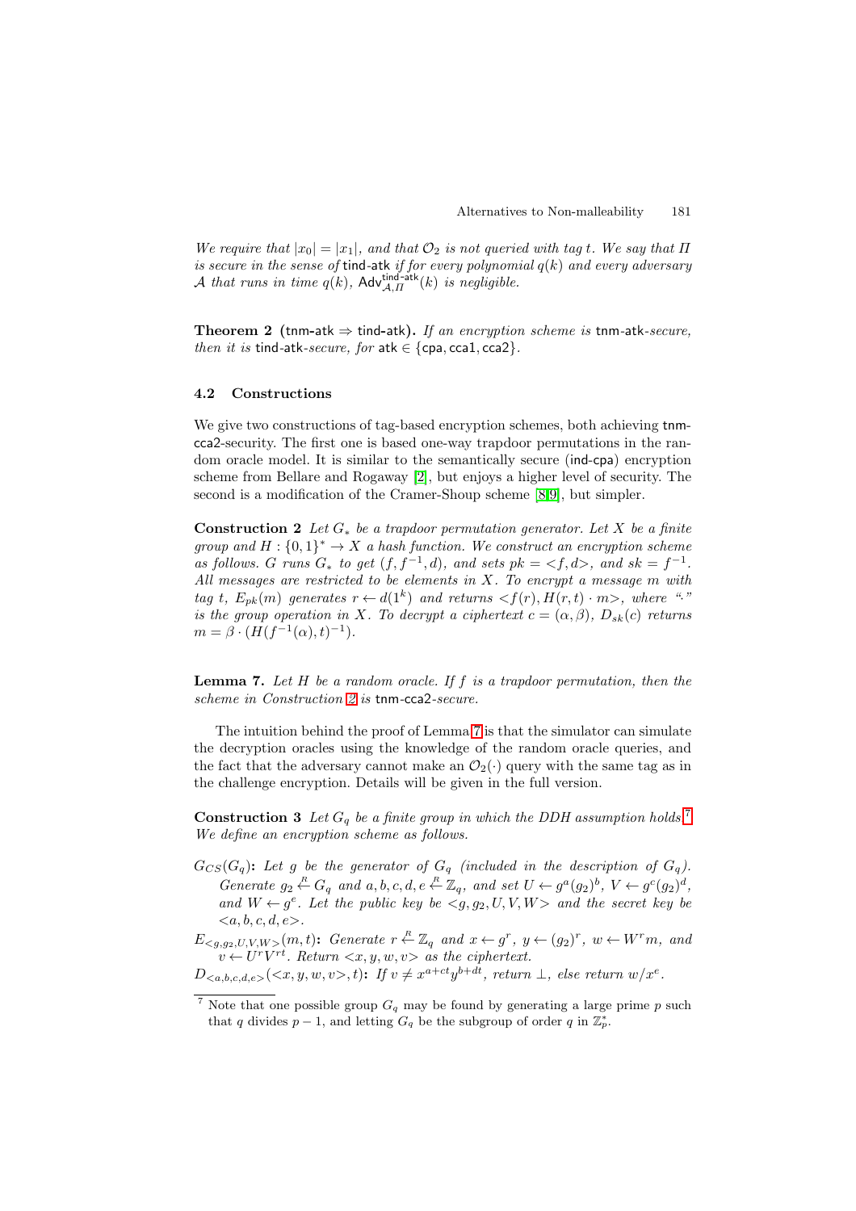*We require that $|x_0| = |x_1|$, and that $\mathcal{O}_2$ is not queried with tag $t$. We say that $\Pi$ is secure in the sense of* tind-atk *if for every polynomial $q(k)$ and every adversary $\mathcal{A}$ that runs in time $q(k)$, $\mathsf{Adv}^{\mathsf{tind\text{-}atk}}_{\mathcal{A},\Pi}(k)$ is negligible.*

**Theorem 2** (tnm-atk $\Rightarrow$ tind-atk)**.** *If an encryption scheme is* tnm-atk*-secure, then it is* tind-atk*-secure, for* atk $\in$ {cpa, cca1, cca2}.

### 4.2 Constructions

We give two constructions of tag-based encryption schemes, both achieving tnm-cca2-security. The first one is based one-way trapdoor permutations in the random oracle model. It is similar to the semantically secure (ind-cpa) encryption scheme from Bellare and Rogaway [2], but enjoys a higher level of security. The second is a modification of the Cramer-Shoup scheme [8,9], but simpler.

**Construction 2** *Let $G_*$ be a trapdoor permutation generator. Let $X$ be a finite group and $H : \{0,1\}^* \to X$ a hash function. We construct an encryption scheme as follows. $G$ runs $G_*$ to get $(f, f^{-1}, d)$, and sets $pk = \langle f, d \rangle$, and $sk = f^{-1}$. All messages are restricted to be elements in $X$. To encrypt a message $m$ with tag $t$, $E_{pk}(m)$ generates $r \leftarrow d(1^k)$ and returns $\langle f(r), H(r,t) \cdot m \rangle$, where "$\cdot$" is the group operation in $X$. To decrypt a ciphertext $c = (\alpha, \beta)$, $D_{sk}(c)$ returns $m = \beta \cdot (H(f^{-1}(\alpha), t)^{-1})$.*

**Lemma 7.** *Let $H$ be a random oracle. If $f$ is a trapdoor permutation, then the scheme in Construction 2 is* tnm-cca2*-secure.*

The intuition behind the proof of Lemma 7 is that the simulator can simulate the decryption oracles using the knowledge of the random oracle queries, and the fact that the adversary cannot make an $\mathcal{O}_2(\cdot)$ query with the same tag as in the challenge encryption. Details will be given in the full version.

**Construction 3** *Let $G_q$ be a finite group in which the DDH assumption holds.[7] We define an encryption scheme as follows.*

- $G_{CS}(G_q)$**:** *Let $g$ be the generator of $G_q$ (included in the description of $G_q$). Generate $g_2 \xleftarrow{R} G_q$ and $a, b, c, d, e \xleftarrow{R} \mathbb{Z}_q$, and set $U \leftarrow g^a (g_2)^b$, $V \leftarrow g^c (g_2)^d$, and $W \leftarrow g^e$. Let the public key be $\langle g, g_2, U, V, W \rangle$ and the secret key be $\langle a, b, c, d, e \rangle$.*
- $E_{\langle g, g_2, U, V, W \rangle}(m, t)$**:** *Generate $r \xleftarrow{R} \mathbb{Z}_q$ and $x \leftarrow g^r$, $y \leftarrow (g_2)^r$, $w \leftarrow W^r m$, and $v \leftarrow U^r V^{rt}$. Return $\langle x, y, w, v \rangle$ as the ciphertext.*
- $D_{\langle a,b,c,d,e \rangle}(\langle x, y, w, v \rangle, t)$**:** *If $v \neq x^{a+ct} y^{b+dt}$, return $\perp$, else return $w/x^e$.*

[7] Note that one possible group $G_q$ may be found by generating a large prime $p$ such that $q$ divides $p-1$, and letting $G_q$ be the subgroup of order $q$ in $\mathbb{Z}_p^*$.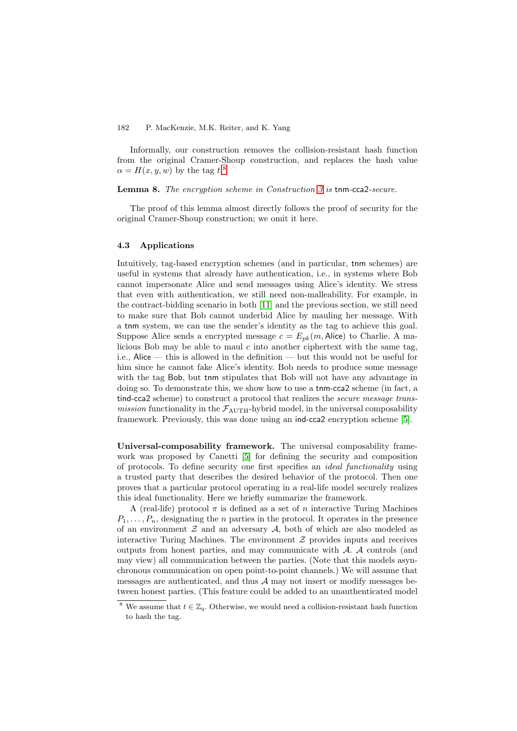Informally, our construction removes the collision-resistant hash function from the original Cramer-Shoup construction, and replaces the hash value $\alpha = H(x, y, w)$ by the tag $t$.[8]

**Lemma 8.** *The encryption scheme in Construction 3 is* tnm-cca2*-secure.*

The proof of this lemma almost directly follows the proof of security for the original Cramer-Shoup construction; we omit it here.

### 4.3 Applications

Intuitively, tag-based encryption schemes (and in particular, tnm schemes) are useful in systems that already have authentication, i.e., in systems where Bob cannot impersonate Alice and send messages using Alice's identity. We stress that even with authentication, we still need non-malleability. For example, in the contract-bidding scenario in both [11] and the previous section, we still need to make sure that Bob cannot underbid Alice by mauling her message. With a tnm system, we can use the sender's identity as the tag to achieve this goal. Suppose Alice sends a encrypted message $c = E_{pk}(m, \mathsf{Alice})$ to Charlie. A malicious Bob may be able to maul $c$ into another ciphertext with the same tag, i.e., Alice — this is allowed in the definition — but this would not be useful for him since he cannot fake Alice's identity. Bob needs to produce some message with the tag Bob, but tnm stipulates that Bob will not have any advantage in doing so. To demonstrate this, we show how to use a tnm-cca2 scheme (in fact, a tind-cca2 scheme) to construct a protocol that realizes the *secure message transmission* functionality in the $\mathcal{F}_{\mathrm{AUTH}}$-hybrid model, in the universal composability framework. Previously, this was done using an ind-cca2 encryption scheme [5].

**Universal-composability framework.** The universal composability framework was proposed by Canetti [5] for defining the security and composition of protocols. To define security one first specifies an *ideal functionality* using a trusted party that describes the desired behavior of the protocol. Then one proves that a particular protocol operating in a real-life model securely realizes this ideal functionality. Here we briefly summarize the framework.

A (real-life) protocol $\pi$ is defined as a set of $n$ interactive Turing Machines $P_1, \ldots, P_n$, designating the $n$ parties in the protocol. It operates in the presence of an environment $\mathcal{Z}$ and an adversary $\mathcal{A}$, both of which are also modeled as interactive Turing Machines. The environment $\mathcal{Z}$ provides inputs and receives outputs from honest parties, and may communicate with $\mathcal{A}$. $\mathcal{A}$ controls (and may view) all communication between the parties. (Note that this models asynchronous communication on open point-to-point channels.) We will assume that messages are authenticated, and thus $\mathcal{A}$ may not insert or modify messages between honest parties. (This feature could be added to an unauthenticated model

[8] We assume that $t \in \mathbb{Z}_q$. Otherwise, we would need a collision-resistant hash function to hash the tag.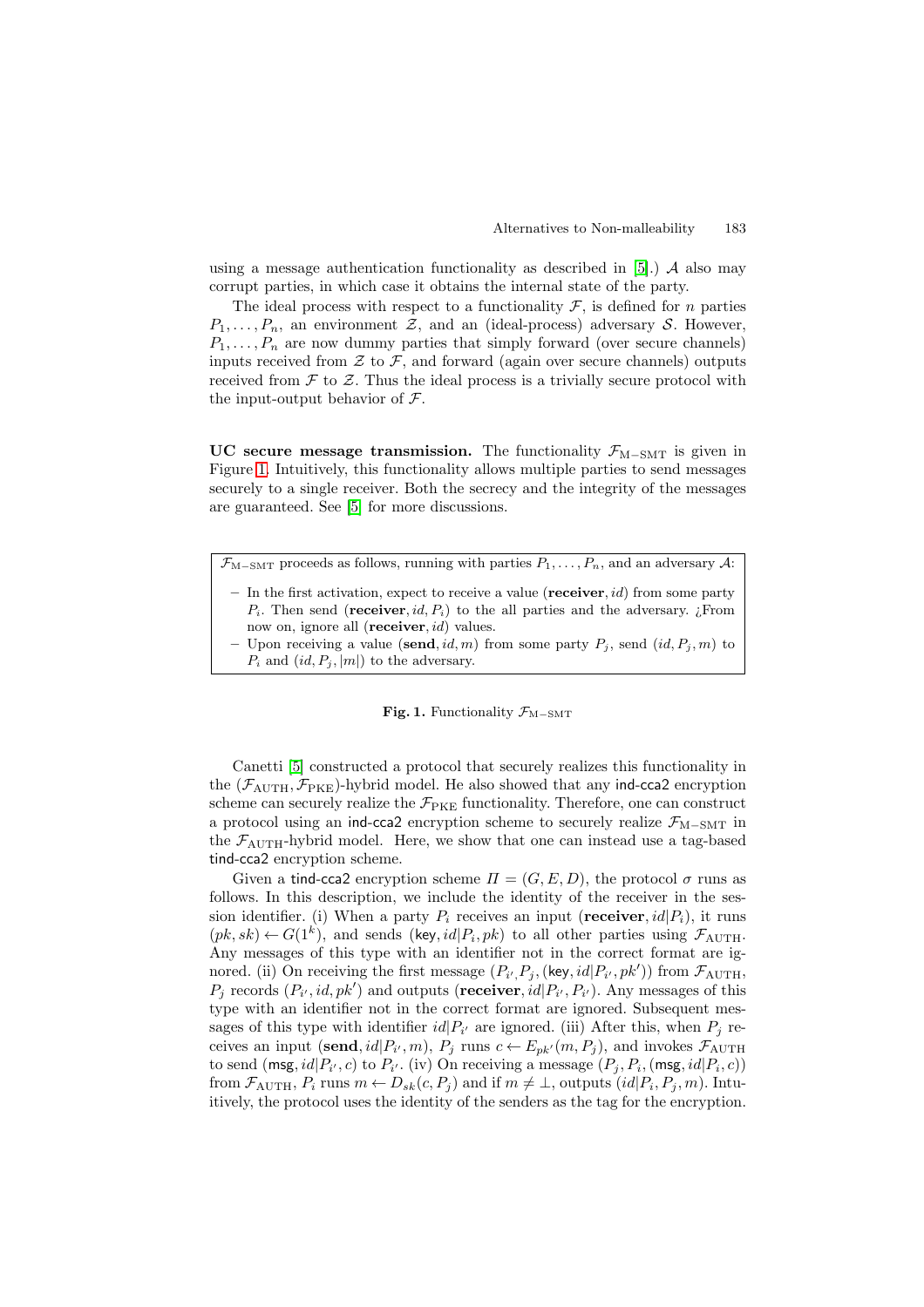using a message authentication functionality as described in [5].) $\mathcal{A}$ also may corrupt parties, in which case it obtains the internal state of the party.

The ideal process with respect to a functionality $\mathcal{F}$, is defined for $n$ parties $P_1, \ldots, P_n$, an environment $\mathcal{Z}$, and an (ideal-process) adversary $\mathcal{S}$. However, $P_1, \ldots, P_n$ are now dummy parties that simply forward (over secure channels) inputs received from $\mathcal{Z}$ to $\mathcal{F}$, and forward (again over secure channels) outputs received from $\mathcal{F}$ to $\mathcal{Z}$. Thus the ideal process is a trivially secure protocol with the input-output behavior of $\mathcal{F}$.

**UC secure message transmission.** The functionality $\mathcal{F}_{\mathrm{M-SMT}}$ is given in Figure 1. Intuitively, this functionality allows multiple parties to send messages securely to a single receiver. Both the secrecy and the integrity of the messages are guaranteed. See [5] for more discussions.

$\mathcal{F}_{\mathrm{M-SMT}}$ proceeds as follows, running with parties $P_1, \ldots, P_n$, and an adversary $\mathcal{A}$:

- In the first activation, expect to receive a value $(\mathbf{receiver}, id)$ from some party $P_i$. Then send $(\mathbf{receiver}, id, P_i)$ to the all parties and the adversary. ¿From now on, ignore all $(\mathbf{receiver}, id)$ values.
- Upon receiving a value $(\mathbf{send}, id, m)$ from some party $P_j$, send $(id, P_j, m)$ to $P_i$ and $(id, P_j, |m|)$ to the adversary.

**Fig. 1.** Functionality $\mathcal{F}_{\mathrm{M-SMT}}$

Canetti [5] constructed a protocol that securely realizes this functionality in the $(\mathcal{F}_{\mathrm{AUTH}}, \mathcal{F}_{\mathrm{PKE}})$-hybrid model. He also showed that any ind-cca2 encryption scheme can securely realize the $\mathcal{F}_{\mathrm{PKE}}$ functionality. Therefore, one can construct a protocol using an ind-cca2 encryption scheme to securely realize $\mathcal{F}_{\mathrm{M-SMT}}$ in the $\mathcal{F}_{\mathrm{AUTH}}$-hybrid model. Here, we show that one can instead use a tag-based tind-cca2 encryption scheme.

Given a tind-cca2 encryption scheme $\Pi = (G, E, D)$, the protocol $\sigma$ runs as follows. In this description, we include the identity of the receiver in the session identifier. (i) When a party $P_i$ receives an input $(\mathbf{receiver}, id|P_i)$, it runs $(pk, sk) \leftarrow G(1^k)$, and sends $(\mathsf{key}, id|P_i, pk)$ to all other parties using $\mathcal{F}_{\mathrm{AUTH}}$. Any messages of this type with an identifier not in the correct format are ignored. (ii) On receiving the first message $(P_{i'}, P_j, (\mathsf{key}, id|P_{i'}, pk'))$ from $\mathcal{F}_{\mathrm{AUTH}}$, $P_j$ records $(P_{i'}, id, pk')$ and outputs $(\mathbf{receiver}, id|P_{i'}, P_{i'})$. Any messages of this type with an identifier not in the correct format are ignored. Subsequent messages of this type with identifier $id|P_{i'}$ are ignored. (iii) After this, when $P_j$ receives an input $(\mathbf{send}, id|P_{i'}, m)$, $P_j$ runs $c \leftarrow E_{pk'}(m, P_j)$, and invokes $\mathcal{F}_{\mathrm{AUTH}}$ to send $(\mathsf{msg}, id|P_{i'}, c)$ to $P_{i'}$. (iv) On receiving a message $(P_j, P_i, (\mathsf{msg}, id|P_i, c))$ from $\mathcal{F}_{\mathrm{AUTH}}$, $P_i$ runs $m \leftarrow D_{sk}(c, P_j)$ and if $m \neq \perp$, outputs $(id|P_i, P_j, m)$. Intuitively, the protocol uses the identity of the senders as the tag for the encryption.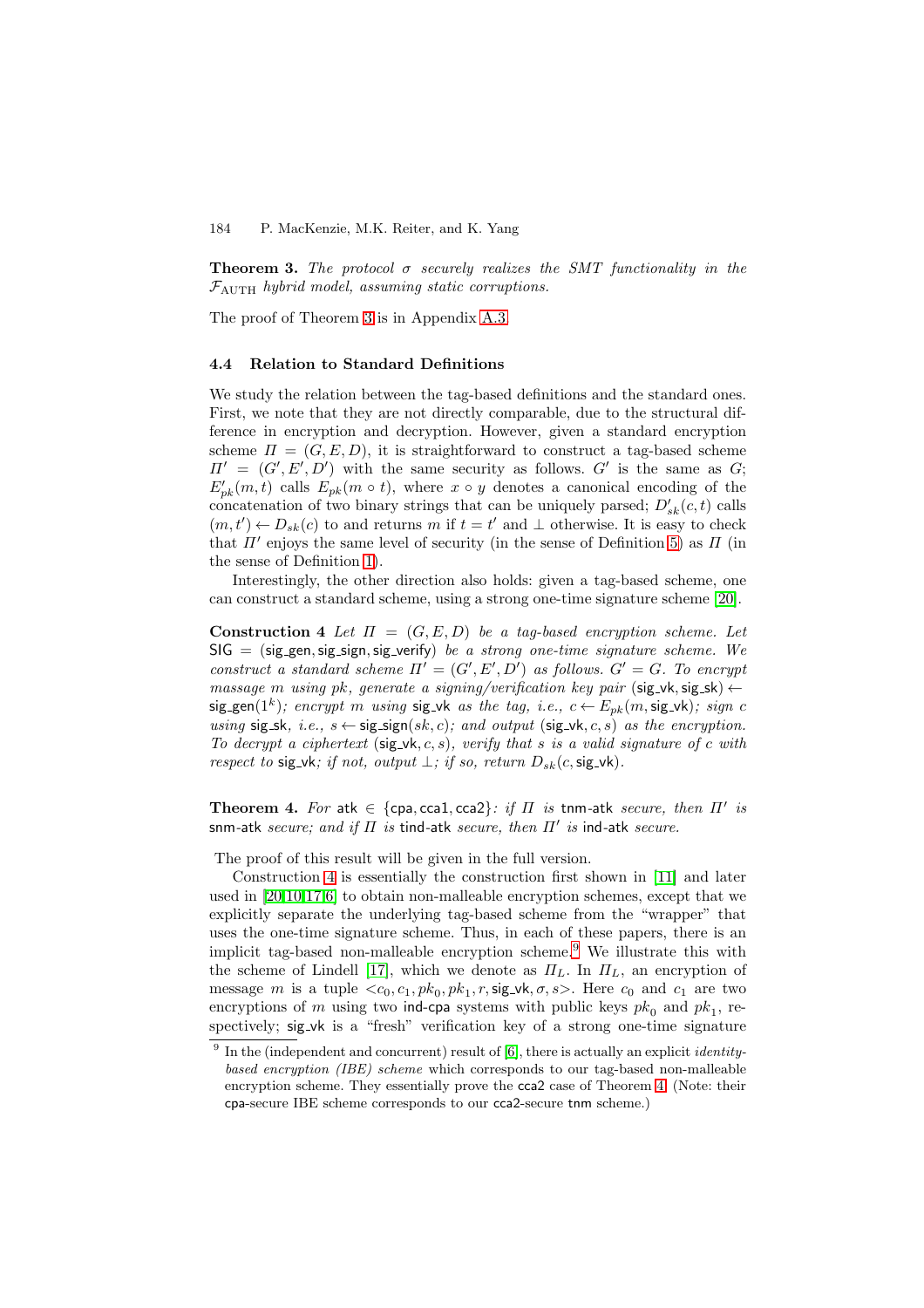**Theorem 3.** *The protocol $\sigma$ securely realizes the SMT functionality in the $\mathcal{F}_{\mathrm{AUTH}}$ hybrid model, assuming static corruptions.*

The proof of Theorem 3 is in Appendix A.3.

### 4.4 Relation to Standard Definitions

We study the relation between the tag-based definitions and the standard ones. First, we note that they are not directly comparable, due to the structural difference in encryption and decryption. However, given a standard encryption scheme $\Pi = (G, E, D)$, it is straightforward to construct a tag-based scheme $\Pi' = (G', E', D')$ with the same security as follows. $G'$ is the same as $G$; $E'_{pk}(m, t)$ calls $E_{pk}(m \circ t)$, where $x \circ y$ denotes a canonical encoding of the concatenation of two binary strings that can be uniquely parsed; $D'_{sk}(c, t)$ calls $(m, t') \leftarrow D_{sk}(c)$ to and returns $m$ if $t = t'$ and $\perp$ otherwise. It is easy to check that $\Pi'$ enjoys the same level of security (in the sense of Definition 5) as $\Pi$ (in the sense of Definition 1).

Interestingly, the other direction also holds: given a tag-based scheme, one can construct a standard scheme, using a strong one-time signature scheme [20].

**Construction 4** *Let $\Pi = (G, E, D)$ be a tag-based encryption scheme. Let $\mathsf{SIG} = (\mathsf{sig\_gen}, \mathsf{sig\_sign}, \mathsf{sig\_verify})$ be a strong one-time signature scheme. We construct a standard scheme $\Pi' = (G', E', D')$ as follows. $G' = G$. To encrypt massage $m$ using $pk$, generate a signing/verification key pair $(\mathsf{sig\_vk}, \mathsf{sig\_sk}) \leftarrow \mathsf{sig\_gen}(1^k)$; encrypt $m$ using $\mathsf{sig\_vk}$ as the tag, i.e., $c \leftarrow E_{pk}(m, \mathsf{sig\_vk})$; sign $c$ using $\mathsf{sig\_sk}$, i.e., $s \leftarrow \mathsf{sig\_sign}(sk, c)$; and output $(\mathsf{sig\_vk}, c, s)$ as the encryption. To decrypt a ciphertext $(\mathsf{sig\_vk}, c, s)$, verify that $s$ is a valid signature of $c$ with respect to $\mathsf{sig\_vk}$; if not, output $\perp$; if so, return $D_{sk}(c, \mathsf{sig\_vk})$.*

**Theorem 4.** *For $\mathsf{atk} \in \{\mathsf{cpa}, \mathsf{cca1}, \mathsf{cca2}\}$: if $\Pi$ is $\mathsf{tnm}$-$\mathsf{atk}$ secure, then $\Pi'$ is $\mathsf{snm}$-$\mathsf{atk}$ secure; and if $\Pi$ is $\mathsf{tind}$-$\mathsf{atk}$ secure, then $\Pi'$ is $\mathsf{ind}$-$\mathsf{atk}$ secure.*

The proof of this result will be given in the full version.

Construction 4 is essentially the construction first shown in [11] and later used in [20,10,17,6] to obtain non-malleable encryption schemes, except that we explicitly separate the underlying tag-based scheme from the "wrapper" that uses the one-time signature scheme. Thus, in each of these papers, there is an implicit tag-based non-malleable encryption scheme.[9] We illustrate this with the scheme of Lindell [17], which we denote as $\Pi_L$. In $\Pi_L$, an encryption of message $m$ is a tuple $<c_0, c_1, pk_0, pk_1, r, \mathsf{sig\_vk}, \sigma, s>$. Here $c_0$ and $c_1$ are two encryptions of $m$ using two $\mathsf{ind}$-$\mathsf{cpa}$ systems with public keys $pk_0$ and $pk_1$, respectively; $\mathsf{sig\_vk}$ is a "fresh" verification key of a strong one-time signature

[9] In the (independent and concurrent) result of [6], there is actually an explicit *identity-based encryption (IBE) scheme* which corresponds to our tag-based non-malleable encryption scheme. They essentially prove the $\mathsf{cca2}$ case of Theorem 4. (Note: their $\mathsf{cpa}$-secure IBE scheme corresponds to our $\mathsf{cca2}$-secure $\mathsf{tnm}$ scheme.)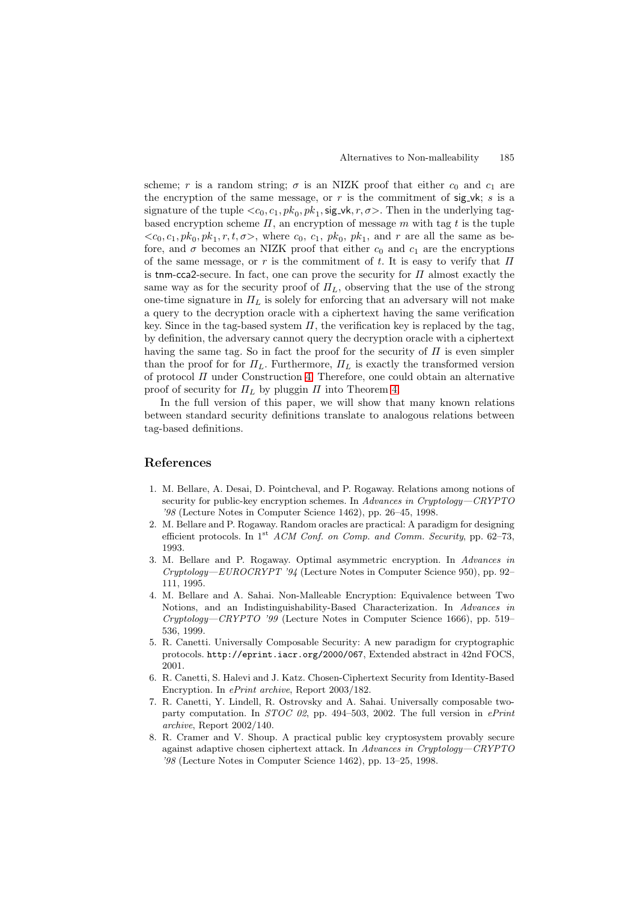scheme; $r$ is a random string; $\sigma$ is an NIZK proof that either $c_0$ and $c_1$ are the encryption of the same message, or $r$ is the commitment of $\mathsf{sig\_vk}$; $s$ is a signature of the tuple $<c_0, c_1, pk_0, pk_1, \mathsf{sig\_vk}, r, \sigma>$. Then in the underlying tag-based encryption scheme $\Pi$, an encryption of message $m$ with tag $t$ is the tuple $<c_0, c_1, pk_0, pk_1, r, t, \sigma>$, where $c_0$, $c_1$, $pk_0$, $pk_1$, and $r$ are all the same as before, and $\sigma$ becomes an NIZK proof that either $c_0$ and $c_1$ are the encryptions of the same message, or $r$ is the commitment of $t$. It is easy to verify that $\Pi$ is $\mathsf{tnm\text{-}cca2}$-secure. In fact, one can prove the security for $\Pi$ almost exactly the same way as for the security proof of $\Pi_L$, observing that the use of the strong one-time signature in $\Pi_L$ is solely for enforcing that an adversary will not make a query to the decryption oracle with a ciphertext having the same verification key. Since in the tag-based system $\Pi$, the verification key is replaced by the tag, by definition, the adversary cannot query the decryption oracle with a ciphertext having the same tag. So in fact the proof for the security of $\Pi$ is even simpler than the proof for for $\Pi_L$. Furthermore, $\Pi_L$ is exactly the transformed version of protocol $\Pi$ under Construction 4. Therefore, one could obtain an alternative proof of security for $\Pi_L$ by pluggin $\Pi$ into Theorem 4.

In the full version of this paper, we will show that many known relations between standard security definitions translate to analogous relations between tag-based definitions.

## References

1. M. Bellare, A. Desai, D. Pointcheval, and P. Rogaway. Relations among notions of security for public-key encryption schemes. In *Advances in Cryptology—CRYPTO '98* (Lecture Notes in Computer Science 1462), pp. 26–45, 1998.
2. M. Bellare and P. Rogaway. Random oracles are practical: A paradigm for designing efficient protocols. In 1[st] *ACM Conf. on Comp. and Comm. Security*, pp. 62–73, 1993.
3. M. Bellare and P. Rogaway. Optimal asymmetric encryption. In *Advances in Cryptology—EUROCRYPT '94* (Lecture Notes in Computer Science 950), pp. 92–111, 1995.
4. M. Bellare and A. Sahai. Non-Malleable Encryption: Equivalence between Two Notions, and an Indistinguishability-Based Characterization. In *Advances in Cryptology—CRYPTO '99* (Lecture Notes in Computer Science 1666), pp. 519–536, 1999.
5. R. Canetti. Universally Composable Security: A new paradigm for cryptographic protocols. `http://eprint.iacr.org/2000/067`, Extended abstract in 42nd FOCS, 2001.
6. R. Canetti, S. Halevi and J. Katz. Chosen-Ciphertext Security from Identity-Based Encryption. In *ePrint archive*, Report 2003/182.
7. R. Canetti, Y. Lindell, R. Ostrovsky and A. Sahai. Universally composable two-party computation. In *STOC 02*, pp. 494–503, 2002. The full version in *ePrint archive*, Report 2002/140.
8. R. Cramer and V. Shoup. A practical public key cryptosystem provably secure against adaptive chosen ciphertext attack. In *Advances in Cryptology—CRYPTO '98* (Lecture Notes in Computer Science 1462), pp. 13–25, 1998.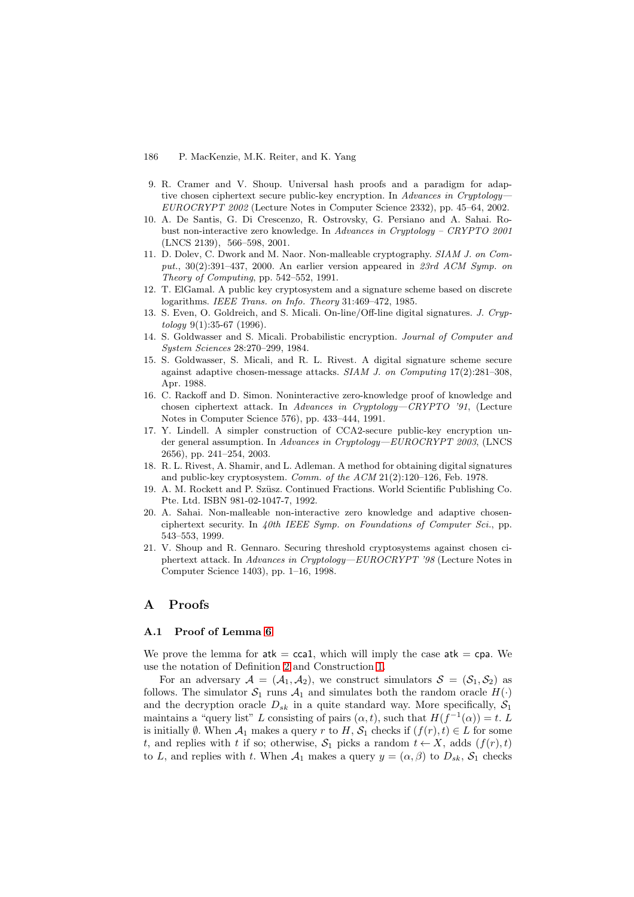9. R. Cramer and V. Shoup. Universal hash proofs and a paradigm for adaptive chosen ciphertext secure public-key encryption. In *Advances in Cryptology—EUROCRYPT 2002* (Lecture Notes in Computer Science 2332), pp. 45–64, 2002.
10. A. De Santis, G. Di Crescenzo, R. Ostrovsky, G. Persiano and A. Sahai. Robust non-interactive zero knowledge. In *Advances in Cryptology – CRYPTO 2001* (LNCS 2139), 566–598, 2001.
11. D. Dolev, C. Dwork and M. Naor. Non-malleable cryptography. *SIAM J. on Comput.*, 30(2):391–437, 2000. An earlier version appeared in *23rd ACM Symp. on Theory of Computing*, pp. 542–552, 1991.
12. T. ElGamal. A public key cryptosystem and a signature scheme based on discrete logarithms. *IEEE Trans. on Info. Theory* 31:469–472, 1985.
13. S. Even, O. Goldreich, and S. Micali. On-line/Off-line digital signatures. *J. Cryptology* 9(1):35-67 (1996).
14. S. Goldwasser and S. Micali. Probabilistic encryption. *Journal of Computer and System Sciences* 28:270–299, 1984.
15. S. Goldwasser, S. Micali, and R. L. Rivest. A digital signature scheme secure against adaptive chosen-message attacks. *SIAM J. on Computing* 17(2):281–308, Apr. 1988.
16. C. Rackoff and D. Simon. Noninteractive zero-knowledge proof of knowledge and chosen ciphertext attack. In *Advances in Cryptology—CRYPTO '91*, (Lecture Notes in Computer Science 576), pp. 433–444, 1991.
17. Y. Lindell. A simpler construction of CCA2-secure public-key encryption under general assumption. In *Advances in Cryptology—EUROCRYPT 2003*, (LNCS 2656), pp. 241–254, 2003.
18. R. L. Rivest, A. Shamir, and L. Adleman. A method for obtaining digital signatures and public-key cryptosystem. *Comm. of the ACM* 21(2):120–126, Feb. 1978.
19. A. M. Rockett and P. Szüsz. Continued Fractions. World Scientific Publishing Co. Pte. Ltd. ISBN 981-02-1047-7, 1992.
20. A. Sahai. Non-malleable non-interactive zero knowledge and adaptive chosen-ciphertext security. In *40th IEEE Symp. on Foundations of Computer Sci.*, pp. 543–553, 1999.
21. V. Shoup and R. Gennaro. Securing threshold cryptosystems against chosen ciphertext attack. In *Advances in Cryptology—EUROCRYPT '98* (Lecture Notes in Computer Science 1403), pp. 1–16, 1998.

# A Proofs

## A.1 Proof of Lemma 6

We prove the lemma for $\mathsf{atk} = \mathsf{cca1}$, which will imply the case $\mathsf{atk} = \mathsf{cpa}$. We use the notation of Definition 2 and Construction 1.

For an adversary $\mathcal{A} = (\mathcal{A}_1, \mathcal{A}_2)$, we construct simulators $\mathcal{S} = (\mathcal{S}_1, \mathcal{S}_2)$ as follows. The simulator $\mathcal{S}_1$ runs $\mathcal{A}_1$ and simulates both the random oracle $H(\cdot)$ and the decryption oracle $D_{sk}$ in a quite standard way. More specifically, $\mathcal{S}_1$ maintains a "query list" $L$ consisting of pairs $(\alpha, t)$, such that $H(f^{-1}(\alpha)) = t$. $L$ is initially $\emptyset$. When $\mathcal{A}_1$ makes a query $r$ to $H$, $\mathcal{S}_1$ checks if $(f(r), t) \in L$ for some $t$, and replies with $t$ if so; otherwise, $\mathcal{S}_1$ picks a random $t \leftarrow X$, adds $(f(r), t)$ to $L$, and replies with $t$. When $\mathcal{A}_1$ makes a query $y = (\alpha, \beta)$ to $D_{sk}$, $\mathcal{S}_1$ checks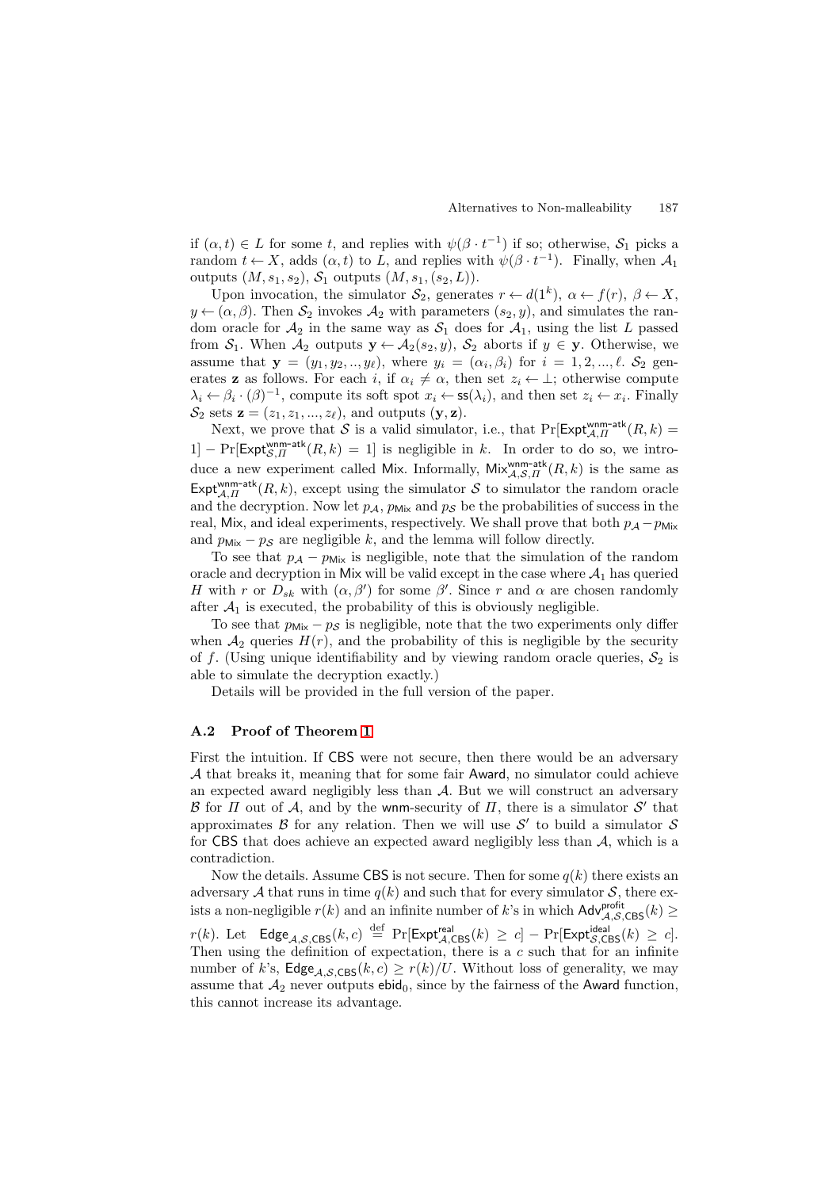if $(\alpha, t) \in L$ for some $t$, and replies with $\psi(\beta \cdot t^{-1})$ if so; otherwise, $\mathcal{S}_1$ picks a random $t \leftarrow X$, adds $(\alpha, t)$ to $L$, and replies with $\psi(\beta \cdot t^{-1})$. Finally, when $\mathcal{A}_1$ outputs $(M, s_1, s_2)$, $\mathcal{S}_1$ outputs $(M, s_1, (s_2, L))$.

Upon invocation, the simulator $\mathcal{S}_2$, generates $r \leftarrow d(1^k)$, $\alpha \leftarrow f(r)$, $\beta \leftarrow X$, $y \leftarrow (\alpha, \beta)$. Then $\mathcal{S}_2$ invokes $\mathcal{A}_2$ with parameters $(s_2, y)$, and simulates the random oracle for $\mathcal{A}_2$ in the same way as $\mathcal{S}_1$ does for $\mathcal{A}_1$, using the list $L$ passed from $\mathcal{S}_1$. When $\mathcal{A}_2$ outputs $\mathbf{y} \leftarrow \mathcal{A}_2(s_2, y)$, $\mathcal{S}_2$ aborts if $y \in \mathbf{y}$. Otherwise, we assume that $\mathbf{y} = (y_1, y_2, .., y_\ell)$, where $y_i = (\alpha_i, \beta_i)$ for $i = 1, 2, ..., \ell$. $\mathcal{S}_2$ generates $\mathbf{z}$ as follows. For each $i$, if $\alpha_i \neq \alpha$, then set $z_i \leftarrow \perp$; otherwise compute $\lambda_i \leftarrow \beta_i \cdot (\beta)^{-1}$, compute its soft spot $x_i \leftarrow \mathsf{ss}(\lambda_i)$, and then set $z_i \leftarrow x_i$. Finally $\mathcal{S}_2$ sets $\mathbf{z} = (z_1, z_1, ..., z_\ell)$, and outputs $(\mathbf{y}, \mathbf{z})$.

Next, we prove that $\mathcal{S}$ is a valid simulator, i.e., that $\Pr[\mathsf{Expt}^{\mathsf{wnm\text{-}atk}}_{\mathcal{A},\Pi}(R, k) = 1] - \Pr[\mathsf{Expt}^{\mathsf{wnm\text{-}atk}}_{\mathcal{S},\Pi}(R, k) = 1]$ is negligible in $k$. In order to do so, we introduce a new experiment called $\mathsf{Mix}$. Informally, $\mathsf{Mix}^{\mathsf{wnm\text{-}atk}}_{\mathcal{A},\mathcal{S},\Pi}(R, k)$ is the same as $\mathsf{Expt}^{\mathsf{wnm\text{-}atk}}_{\mathcal{A},\Pi}(R, k)$, except using the simulator $\mathcal{S}$ to simulator the random oracle and the decryption. Now let $p_{\mathcal{A}}$, $p_{\mathsf{Mix}}$ and $p_{\mathcal{S}}$ be the probabilities of success in the real, $\mathsf{Mix}$, and ideal experiments, respectively. We shall prove that both $p_{\mathcal{A}} - p_{\mathsf{Mix}}$ and $p_{\mathsf{Mix}} - p_{\mathcal{S}}$ are negligible $k$, and the lemma will follow directly.

To see that $p_{\mathcal{A}} - p_{\mathsf{Mix}}$ is negligible, note that the simulation of the random oracle and decryption in $\mathsf{Mix}$ will be valid except in the case where $\mathcal{A}_1$ has queried $H$ with $r$ or $D_{sk}$ with $(\alpha, \beta')$ for some $\beta'$. Since $r$ and $\alpha$ are chosen randomly after $\mathcal{A}_1$ is executed, the probability of this is obviously negligible.

To see that $p_{\mathsf{Mix}} - p_{\mathcal{S}}$ is negligible, note that the two experiments only differ when $\mathcal{A}_2$ queries $H(r)$, and the probability of this is negligible by the security of $f$. (Using unique identifiability and by viewing random oracle queries, $\mathcal{S}_2$ is able to simulate the decryption exactly.)

Details will be provided in the full version of the paper.

### A.2 Proof of Theorem 1

First the intuition. If $\mathsf{CBS}$ were not secure, then there would be an adversary $\mathcal{A}$ that breaks it, meaning that for some fair $\mathsf{Award}$, no simulator could achieve an expected award negligibly less than $\mathcal{A}$. But we will construct an adversary $\mathcal{B}$ for $\Pi$ out of $\mathcal{A}$, and by the $\mathsf{wnm}$-security of $\Pi$, there is a simulator $\mathcal{S}'$ that approximates $\mathcal{B}$ for any relation. Then we will use $\mathcal{S}'$ to build a simulator $\mathcal{S}$ for $\mathsf{CBS}$ that does achieve an expected award negligibly less than $\mathcal{A}$, which is a contradiction.

Now the details. Assume $\mathsf{CBS}$ is not secure. Then for some $q(k)$ there exists an adversary $\mathcal{A}$ that runs in time $q(k)$ and such that for every simulator $\mathcal{S}$, there exists a non-negligible $r(k)$ and an infinite number of $k$'s in which $\mathsf{Adv}^{\mathsf{profit}}_{\mathcal{A},\mathcal{S},\mathsf{CBS}}(k) \geq r(k)$. Let $\mathsf{Edge}_{\mathcal{A},\mathcal{S},\mathsf{CBS}}(k, c) \stackrel{\text{def}}{=} \Pr[\mathsf{Expt}^{\mathsf{real}}_{\mathcal{A},\mathsf{CBS}}(k) \geq c] - \Pr[\mathsf{Expt}^{\mathsf{ideal}}_{\mathcal{S},\mathsf{CBS}}(k) \geq c]$. Then using the definition of expectation, there is a $c$ such that for an infinite number of $k$'s, $\mathsf{Edge}_{\mathcal{A},\mathcal{S},\mathsf{CBS}}(k, c) \geq r(k)/U$. Without loss of generality, we may assume that $\mathcal{A}_2$ never outputs $\mathsf{ebid}_0$, since by the fairness of the $\mathsf{Award}$ function, this cannot increase its advantage.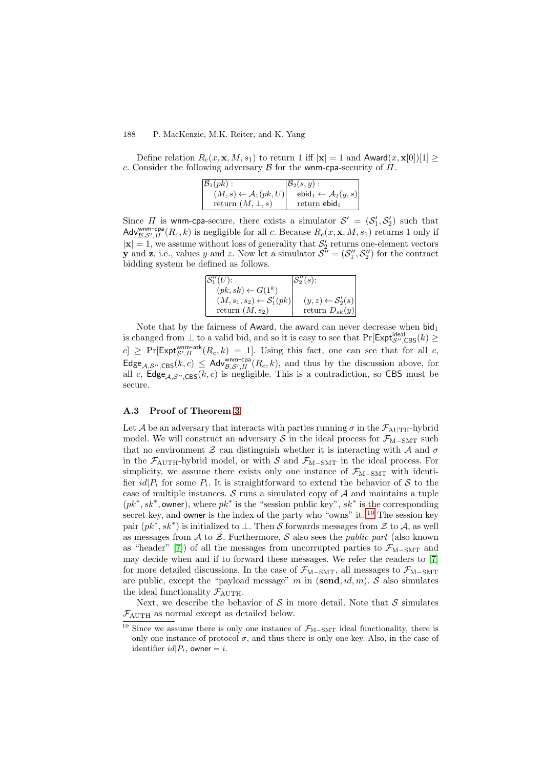Define relation $R_c(x, \mathbf{x}, M, s_1)$ to return 1 iff $|\mathbf{x}| = 1$ and $\mathsf{Award}(x, \mathbf{x}[0])[1] \geq c$. Consider the following adversary $\mathcal{B}$ for the $\mathsf{wnm\text{-}cpa}$-security of $\Pi$.

| $\mathcal{B}_1(pk)$ : | $\mathcal{B}_2(s, y)$ : |
|---|---|
| $(M, s) \leftarrow \mathcal{A}_1(pk, U)$ | $\mathsf{ebid}_1 \leftarrow \mathcal{A}_2(y, s)$ |
| return $(M, \perp, s)$ | return $\mathsf{ebid}_1$ |

Since $\Pi$ is $\mathsf{wnm\text{-}cpa}$-secure, there exists a simulator $\mathcal{S}' = (\mathcal{S}'_1, \mathcal{S}'_2)$ such that $\mathsf{Adv}^{\mathsf{wnm\text{-}cpa}}_{\mathcal{B},\mathcal{S}',\Pi}(R_c, k)$ is negligible for all $c$. Because $R_c(x, \mathbf{x}, M, s_1)$ returns 1 only if $|\mathbf{x}| = 1$, we assume without loss of generality that $\mathcal{S}'_2$ returns one-element vectors $\mathbf{y}$ and $\mathbf{z}$, i.e., values $y$ and $z$. Now let a simulator $\mathcal{S}'' = (\mathcal{S}''_1, \mathcal{S}''_2)$ for the contract bidding system be defined as follows.

| $\mathcal{S}''_1(U)$: | $\mathcal{S}''_2(s)$: |
|---|---|
| $(pk, sk) \leftarrow G(1^k)$ | |
| $(M, s_1, s_2) \leftarrow \mathcal{S}'_1(pk)$ | $(y, z) \leftarrow \mathcal{S}'_2(s)$ |
| return $(M, s_2)$ | return $D_{sk}(y)$ |

Note that by the fairness of $\mathsf{Award}$, the award can never decrease when $\mathsf{bid}_1$ is changed from $\perp$ to a valid bid, and so it is easy to see that $\Pr[\mathsf{Expt}^{\mathsf{ideal}}_{\mathcal{S}'',\mathsf{CBS}}(k) \geq c] \geq \Pr[\mathsf{Expt}^{\mathsf{wnm\text{-}atk}}_{\mathcal{S}',\Pi}(R_c, k) = 1]$. Using this fact, one can see that for all $c$, $\mathsf{Edge}_{\mathcal{A},\mathcal{S}'',\mathsf{CBS}}(k, c) \leq \mathsf{Adv}^{\mathsf{wnm\text{-}cpa}}_{\mathcal{B},\mathcal{S}',\Pi}(R_c, k)$, and thus by the discussion above, for all $c$, $\mathsf{Edge}_{\mathcal{A},\mathcal{S}'',\mathsf{CBS}}(k, c)$ is negligible. This is a contradiction, so $\mathsf{CBS}$ must be secure.

### A.3 Proof of Theorem 3

Let $\mathcal{A}$ be an adversary that interacts with parties running $\sigma$ in the $\mathcal{F}_{\mathrm{AUTH}}$-hybrid model. We will construct an adversary $\mathcal{S}$ in the ideal process for $\mathcal{F}_{\mathrm{M-SMT}}$ such that no environment $\mathcal{Z}$ can distinguish whether it is interacting with $\mathcal{A}$ and $\sigma$ in the $\mathcal{F}_{\mathrm{AUTH}}$-hybrid model, or with $\mathcal{S}$ and $\mathcal{F}_{\mathrm{M-SMT}}$ in the ideal process. For simplicity, we assume there exists only one instance of $\mathcal{F}_{\mathrm{M-SMT}}$ with identifier $id|P_i$ for some $P_i$. It is straightforward to extend the behavior of $\mathcal{S}$ to the case of multiple instances. $\mathcal{S}$ runs a simulated copy of $\mathcal{A}$ and maintains a tuple $(pk^*, sk^*, \mathsf{owner})$, where $pk^*$ is the "session public key", $sk^*$ is the corresponding secret key, and $\mathsf{owner}$ is the index of the party who "owns" it.[10] The session key pair $(pk^*, sk^*)$ is initialized to $\perp$. Then $\mathcal{S}$ forwards messages from $\mathcal{Z}$ to $\mathcal{A}$, as well as messages from $\mathcal{A}$ to $\mathcal{Z}$. Furthermore, $\mathcal{S}$ also sees the *public part* (also known as "header" [7]) of all the messages from uncorrupted parties to $\mathcal{F}_{\mathrm{M-SMT}}$ and may decide when and if to forward these messages. We refer the readers to [7] for more detailed discussions. In the case of $\mathcal{F}_{\mathrm{M-SMT}}$, all messages to $\mathcal{F}_{\mathrm{M-SMT}}$ are public, except the "payload message" $m$ in $(\mathbf{send}, id, m)$. $\mathcal{S}$ also simulates the ideal functionality $\mathcal{F}_{\mathrm{AUTH}}$.

Next, we describe the behavior of $\mathcal{S}$ in more detail. Note that $\mathcal{S}$ simulates $\mathcal{F}_{\mathrm{AUTH}}$ as normal except as detailed below.

---

[10] Since we assume there is only one instance of $\mathcal{F}_{\mathrm{M-SMT}}$ ideal functionality, there is only one instance of protocol $\sigma$, and thus there is only one key. Also, in the case of identifier $id|P_i$, $\mathsf{owner} = i$.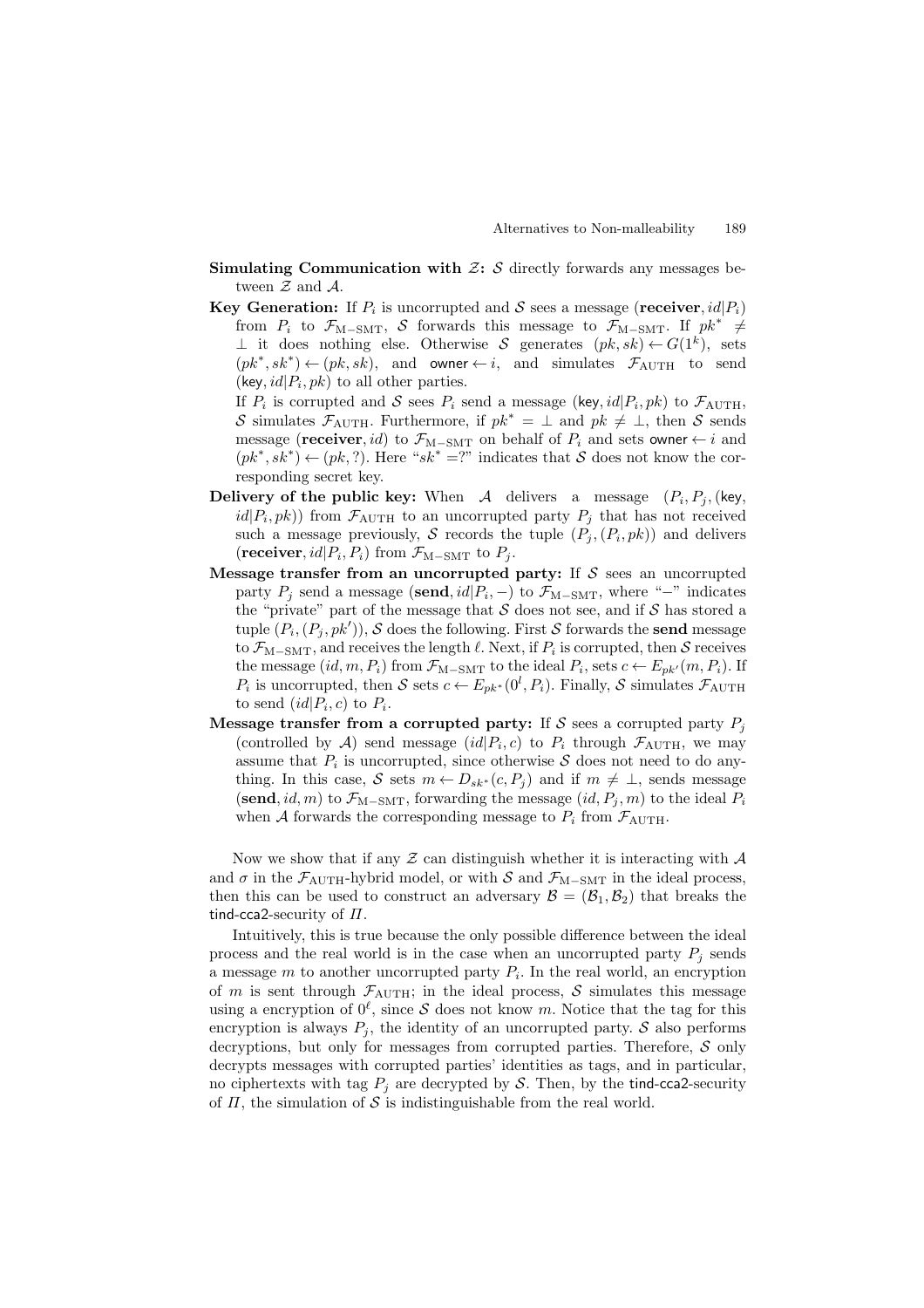**Simulating Communication with $\mathcal{Z}$:** $\mathcal{S}$ directly forwards any messages between $\mathcal{Z}$ and $\mathcal{A}$.

**Key Generation:** If $P_i$ is uncorrupted and $\mathcal{S}$ sees a message $(\mathbf{receiver}, id|P_i)$ from $P_i$ to $\mathcal{F}_{\mathrm{M-SMT}}$, $\mathcal{S}$ forwards this message to $\mathcal{F}_{\mathrm{M-SMT}}$. If $pk^* \neq \perp$ it does nothing else. Otherwise $\mathcal{S}$ generates $(pk, sk) \leftarrow G(1^k)$, sets $(pk^*, sk^*) \leftarrow (pk, sk)$, and $\mathsf{owner} \leftarrow i$, and simulates $\mathcal{F}_{\mathrm{AUTH}}$ to send $(\mathsf{key}, id|P_i, pk)$ to all other parties.

If $P_i$ is corrupted and $\mathcal{S}$ sees $P_i$ send a message $(\mathsf{key}, id|P_i, pk)$ to $\mathcal{F}_{\mathrm{AUTH}}$, $\mathcal{S}$ simulates $\mathcal{F}_{\mathrm{AUTH}}$. Furthermore, if $pk^* = \perp$ and $pk \neq \perp$, then $\mathcal{S}$ sends message $(\mathbf{receiver}, id)$ to $\mathcal{F}_{\mathrm{M-SMT}}$ on behalf of $P_i$ and sets $\mathsf{owner} \leftarrow i$ and $(pk^*, sk^*) \leftarrow (pk, ?)$. Here "$sk^* = ?$" indicates that $\mathcal{S}$ does not know the corresponding secret key.

**Delivery of the public key:** When $\mathcal{A}$ delivers a message $(P_i, P_j, (\mathsf{key}, id|P_i, pk))$ from $\mathcal{F}_{\mathrm{AUTH}}$ to an uncorrupted party $P_j$ that has not received such a message previously, $\mathcal{S}$ records the tuple $(P_j, (P_i, pk))$ and delivers $(\mathbf{receiver}, id|P_i, P_i)$ from $\mathcal{F}_{\mathrm{M-SMT}}$ to $P_j$.

**Message transfer from an uncorrupted party:** If $\mathcal{S}$ sees an uncorrupted party $P_j$ send a message $(\mathbf{send}, id|P_i, -)$ to $\mathcal{F}_{\mathrm{M-SMT}}$, where "$-$" indicates the "private" part of the message that $\mathcal{S}$ does not see, and if $\mathcal{S}$ has stored a tuple $(P_i, (P_j, pk'))$, $\mathcal{S}$ does the following. First $\mathcal{S}$ forwards the **send** message to $\mathcal{F}_{\mathrm{M-SMT}}$, and receives the length $\ell$. Next, if $P_i$ is corrupted, then $\mathcal{S}$ receives the message $(id, m, P_i)$ from $\mathcal{F}_{\mathrm{M-SMT}}$ to the ideal $P_i$, sets $c \leftarrow E_{pk'}(m, P_i)$. If $P_i$ is uncorrupted, then $\mathcal{S}$ sets $c \leftarrow E_{pk^*}(0^l, P_i)$. Finally, $\mathcal{S}$ simulates $\mathcal{F}_{\mathrm{AUTH}}$ to send $(id|P_i, c)$ to $P_i$.

**Message transfer from a corrupted party:** If $\mathcal{S}$ sees a corrupted party $P_j$ (controlled by $\mathcal{A}$) send message $(id|P_i, c)$ to $P_i$ through $\mathcal{F}_{\mathrm{AUTH}}$, we may assume that $P_i$ is uncorrupted, since otherwise $\mathcal{S}$ does not need to do anything. In this case, $\mathcal{S}$ sets $m \leftarrow D_{sk^*}(c, P_j)$ and if $m \neq \perp$, sends message $(\mathbf{send}, id, m)$ to $\mathcal{F}_{\mathrm{M-SMT}}$, forwarding the message $(id, P_j, m)$ to the ideal $P_i$ when $\mathcal{A}$ forwards the corresponding message to $P_i$ from $\mathcal{F}_{\mathrm{AUTH}}$.

Now we show that if any $\mathcal{Z}$ can distinguish whether it is interacting with $\mathcal{A}$ and $\sigma$ in the $\mathcal{F}_{\mathrm{AUTH}}$-hybrid model, or with $\mathcal{S}$ and $\mathcal{F}_{\mathrm{M-SMT}}$ in the ideal process, then this can be used to construct an adversary $\mathcal{B} = (\mathcal{B}_1, \mathcal{B}_2)$ that breaks the $\mathsf{tind\text{-}cca2}$-security of $\Pi$.

Intuitively, this is true because the only possible difference between the ideal process and the real world is in the case when an uncorrupted party $P_j$ sends a message $m$ to another uncorrupted party $P_i$. In the real world, an encryption of $m$ is sent through $\mathcal{F}_{\mathrm{AUTH}}$; in the ideal process, $\mathcal{S}$ simulates this message using a encryption of $0^\ell$, since $\mathcal{S}$ does not know $m$. Notice that the tag for this encryption is always $P_j$, the identity of an uncorrupted party. $\mathcal{S}$ also performs decryptions, but only for messages from corrupted parties. Therefore, $\mathcal{S}$ only decrypts messages with corrupted parties' identities as tags, and in particular, no ciphertexts with tag $P_j$ are decrypted by $\mathcal{S}$. Then, by the $\mathsf{tind\text{-}cca2}$-security of $\Pi$, the simulation of $\mathcal{S}$ is indistinguishable from the real world.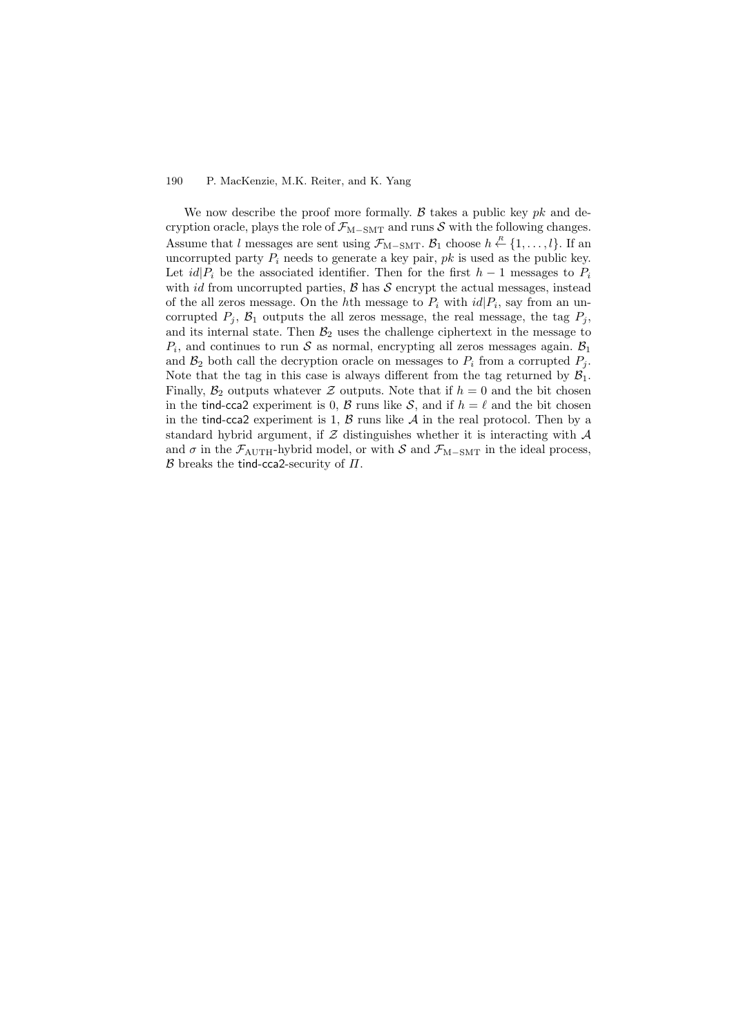We now describe the proof more formally. $\mathcal{B}$ takes a public key $pk$ and decryption oracle, plays the role of $\mathcal{F}_{\mathrm{M-SMT}}$ and runs $\mathcal{S}$ with the following changes. Assume that $l$ messages are sent using $\mathcal{F}_{\mathrm{M-SMT}}$. $\mathcal{B}_1$ choose $h \stackrel{R}{\leftarrow} \{1, \ldots, l\}$. If an uncorrupted party $P_i$ needs to generate a key pair, $pk$ is used as the public key. Let $id|P_i$ be the associated identifier. Then for the first $h-1$ messages to $P_i$ with $id$ from uncorrupted parties, $\mathcal{B}$ has $\mathcal{S}$ encrypt the actual messages, instead of the all zeros message. On the $h$th message to $P_i$ with $id|P_i$, say from an uncorrupted $P_j$, $\mathcal{B}_1$ outputs the all zeros message, the real message, the tag $P_j$, and its internal state. Then $\mathcal{B}_2$ uses the challenge ciphertext in the message to $P_i$, and continues to run $\mathcal{S}$ as normal, encrypting all zeros messages again. $\mathcal{B}_1$ and $\mathcal{B}_2$ both call the decryption oracle on messages to $P_i$ from a corrupted $P_j$. Note that the tag in this case is always different from the tag returned by $\mathcal{B}_1$. Finally, $\mathcal{B}_2$ outputs whatever $\mathcal{Z}$ outputs. Note that if $h = 0$ and the bit chosen in the tind-cca2 experiment is 0, $\mathcal{B}$ runs like $\mathcal{S}$, and if $h = \ell$ and the bit chosen in the tind-cca2 experiment is 1, $\mathcal{B}$ runs like $\mathcal{A}$ in the real protocol. Then by a standard hybrid argument, if $\mathcal{Z}$ distinguishes whether it is interacting with $\mathcal{A}$ and $\sigma$ in the $\mathcal{F}_{\mathrm{AUTH}}$-hybrid model, or with $\mathcal{S}$ and $\mathcal{F}_{\mathrm{M-SMT}}$ in the ideal process, $\mathcal{B}$ breaks the tind-cca2-security of $\Pi$.